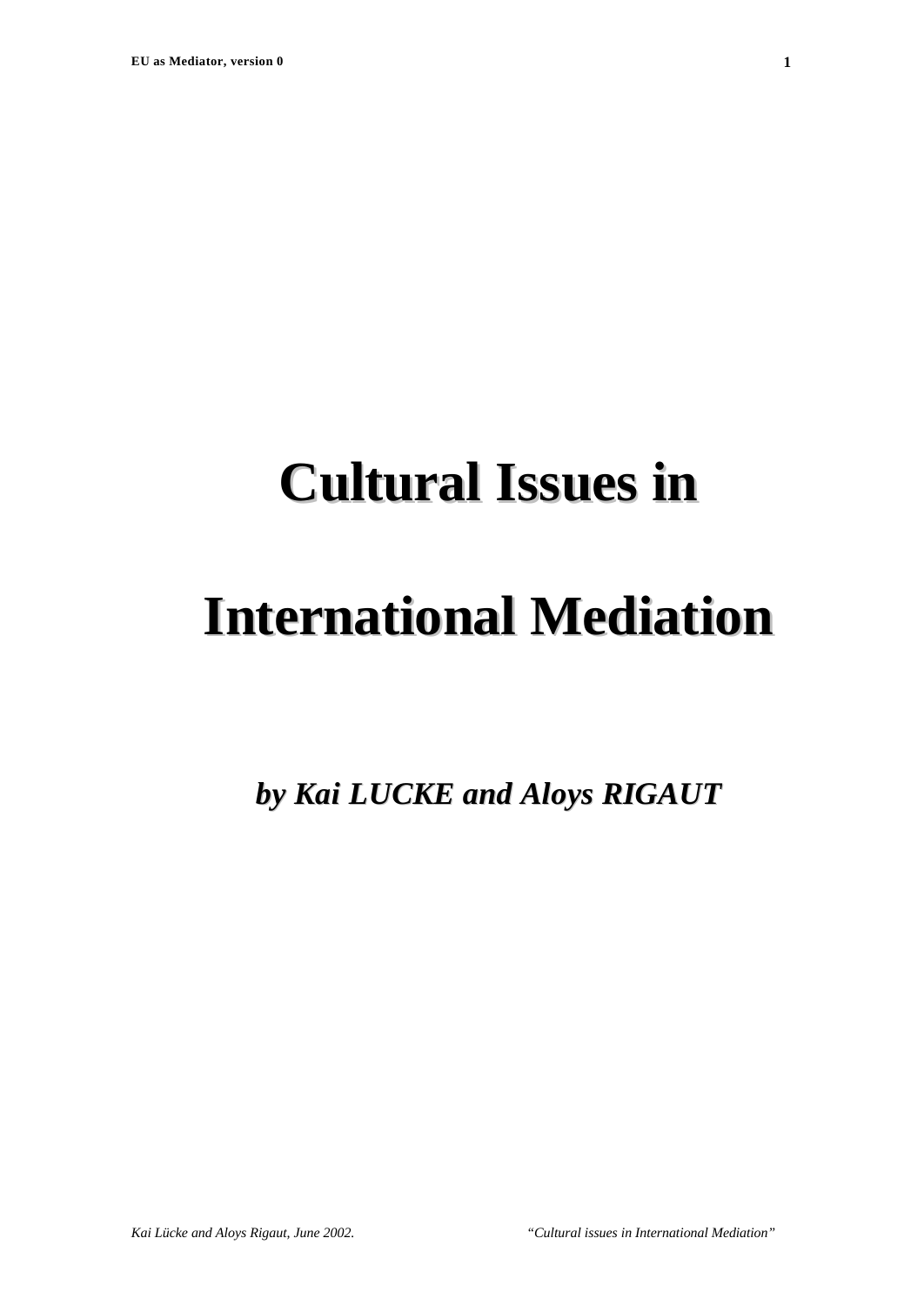# Cultural Issues in International Mediation

***by Kai LUCKE and Aloys RIGAUT***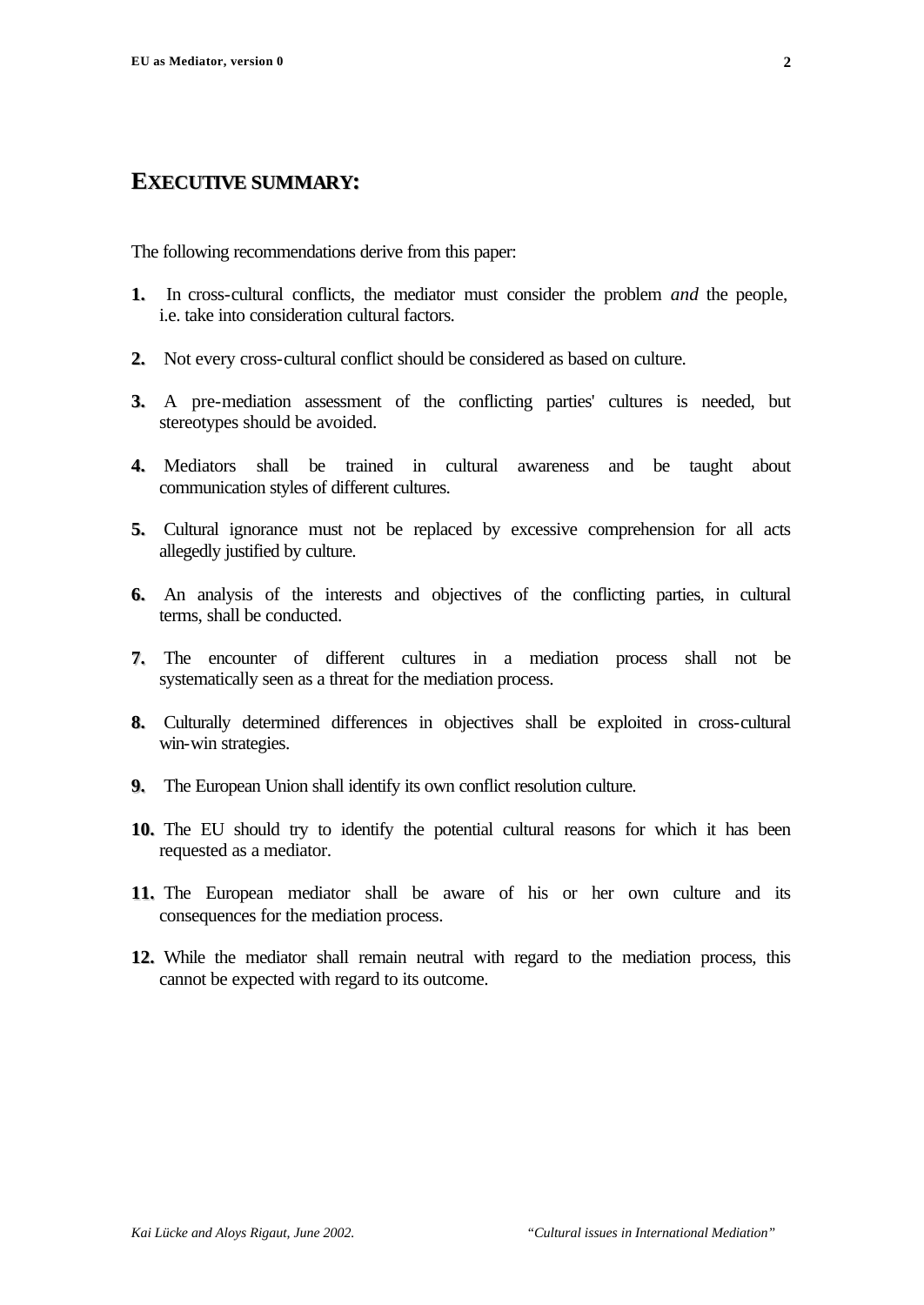## EXECUTIVE SUMMARY:

The following recommendations derive from this paper:

**1.** In cross-cultural conflicts, the mediator must consider the problem *and* the people, i.e. take into consideration cultural factors.

**2.** Not every cross-cultural conflict should be considered as based on culture.

**3.** A pre-mediation assessment of the conflicting parties' cultures is needed, but stereotypes should be avoided.

**4.** Mediators shall be trained in cultural awareness and be taught about communication styles of different cultures.

**5.** Cultural ignorance must not be replaced by excessive comprehension for all acts allegedly justified by culture.

**6.** An analysis of the interests and objectives of the conflicting parties, in cultural terms, shall be conducted.

**7.** The encounter of different cultures in a mediation process shall not be systematically seen as a threat for the mediation process.

**8.** Culturally determined differences in objectives shall be exploited in cross-cultural win-win strategies.

**9.** The European Union shall identify its own conflict resolution culture.

**10.** The EU should try to identify the potential cultural reasons for which it has been requested as a mediator.

**11.** The European mediator shall be aware of his or her own culture and its consequences for the mediation process.

**12.** While the mediator shall remain neutral with regard to the mediation process, this cannot be expected with regard to its outcome.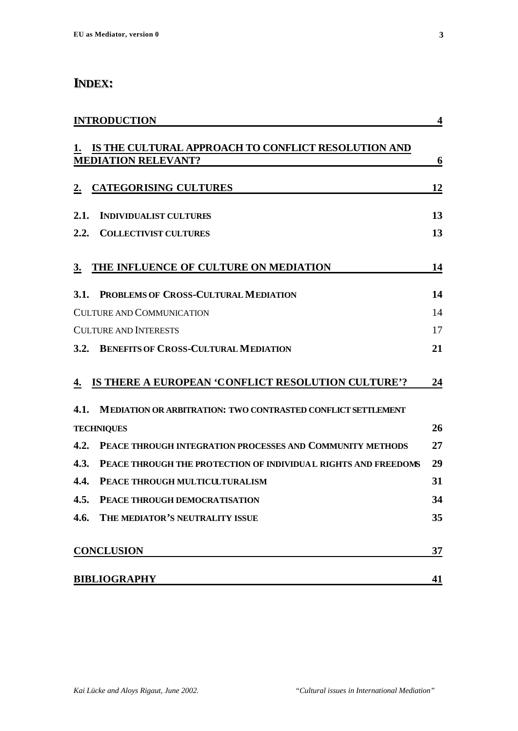# INDEX:

**INTRODUCTION** 4

**1. IS THE CULTURAL APPROACH TO CONFLICT RESOLUTION AND MEDIATION RELEVANT?** 6

**2. CATEGORISING CULTURES** 12

**2.1. INDIVIDUALIST CULTURES** 13

**2.2. COLLECTIVIST CULTURES** 13

**3. THE INFLUENCE OF CULTURE ON MEDIATION** 14

**3.1. PROBLEMS OF CROSS-CULTURAL MEDIATION** 14

CULTURE AND COMMUNICATION 14

CULTURE AND INTERESTS 17

**3.2. BENEFITS OF CROSS-CULTURAL MEDIATION** 21

**4. IS THERE A EUROPEAN 'CONFLICT RESOLUTION CULTURE'?** 24

**4.1. MEDIATION OR ARBITRATION: TWO CONTRASTED CONFLICT SETTLEMENT TECHNIQUES** 26

**4.2. PEACE THROUGH INTEGRATION PROCESSES AND COMMUNITY METHODS** 27

**4.3. PEACE THROUGH THE PROTECTION OF INDIVIDUAL RIGHTS AND FREEDOMS** 29

**4.4. PEACE THROUGH MULTICULTURALISM** 31

**4.5. PEACE THROUGH DEMOCRATISATION** 34

**4.6. THE MEDIATOR'S NEUTRALITY ISSUE** 35

**CONCLUSION** 37

**BIBLIOGRAPHY** 41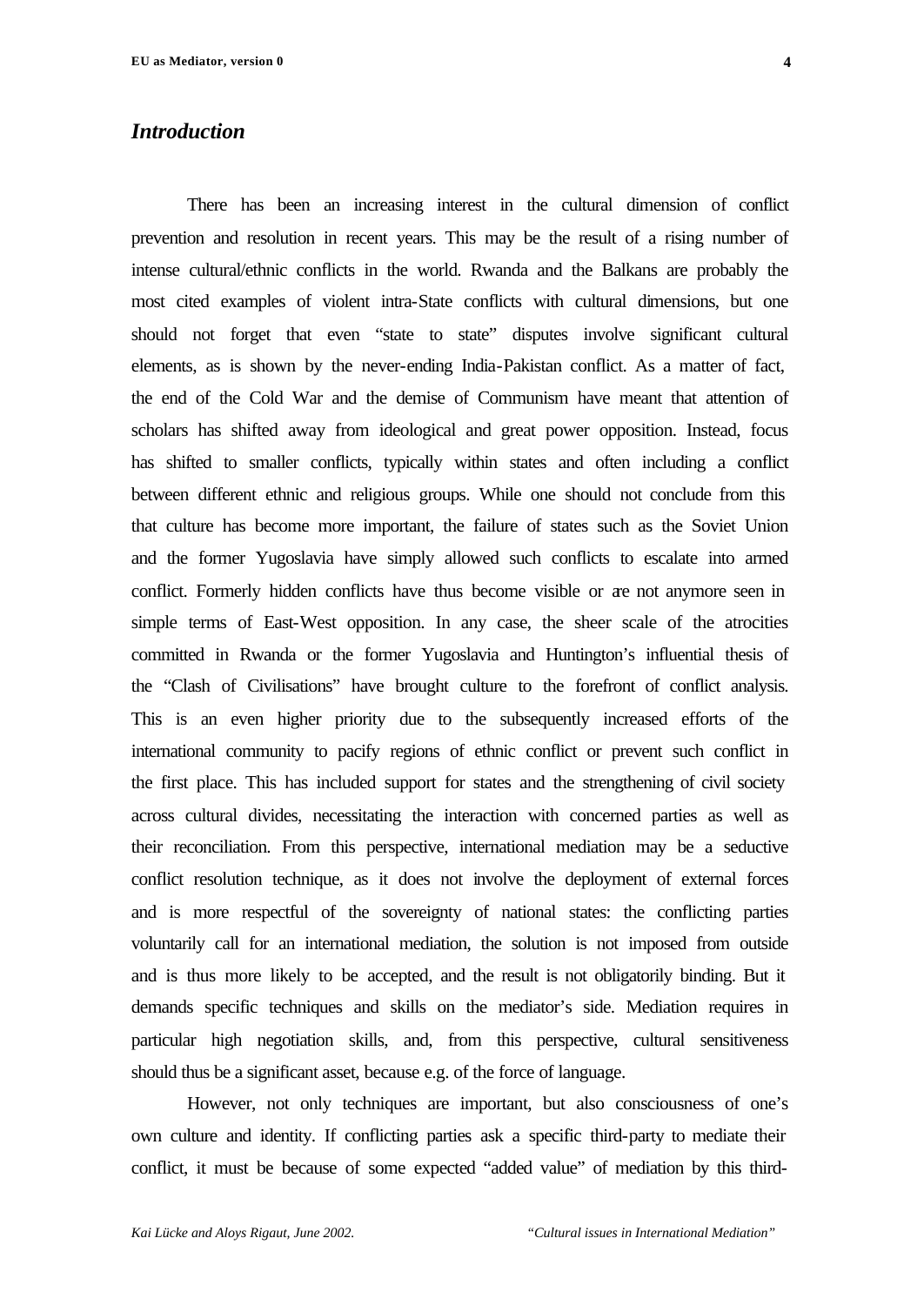## *Introduction*

There has been an increasing interest in the cultural dimension of conflict prevention and resolution in recent years. This may be the result of a rising number of intense cultural/ethnic conflicts in the world. Rwanda and the Balkans are probably the most cited examples of violent intra-State conflicts with cultural dimensions, but one should not forget that even "state to state" disputes involve significant cultural elements, as is shown by the never-ending India-Pakistan conflict. As a matter of fact, the end of the Cold War and the demise of Communism have meant that attention of scholars has shifted away from ideological and great power opposition. Instead, focus has shifted to smaller conflicts, typically within states and often including a conflict between different ethnic and religious groups. While one should not conclude from this that culture has become more important, the failure of states such as the Soviet Union and the former Yugoslavia have simply allowed such conflicts to escalate into armed conflict. Formerly hidden conflicts have thus become visible or are not anymore seen in simple terms of East-West opposition. In any case, the sheer scale of the atrocities committed in Rwanda or the former Yugoslavia and Huntington's influential thesis of the "Clash of Civilisations" have brought culture to the forefront of conflict analysis. This is an even higher priority due to the subsequently increased efforts of the international community to pacify regions of ethnic conflict or prevent such conflict in the first place. This has included support for states and the strengthening of civil society across cultural divides, necessitating the interaction with concerned parties as well as their reconciliation. From this perspective, international mediation may be a seductive conflict resolution technique, as it does not involve the deployment of external forces and is more respectful of the sovereignty of national states: the conflicting parties voluntarily call for an international mediation, the solution is not imposed from outside and is thus more likely to be accepted, and the result is not obligatorily binding. But it demands specific techniques and skills on the mediator's side. Mediation requires in particular high negotiation skills, and, from this perspective, cultural sensitiveness should thus be a significant asset, because e.g. of the force of language.

However, not only techniques are important, but also consciousness of one's own culture and identity. If conflicting parties ask a specific third-party to mediate their conflict, it must be because of some expected "added value" of mediation by this third-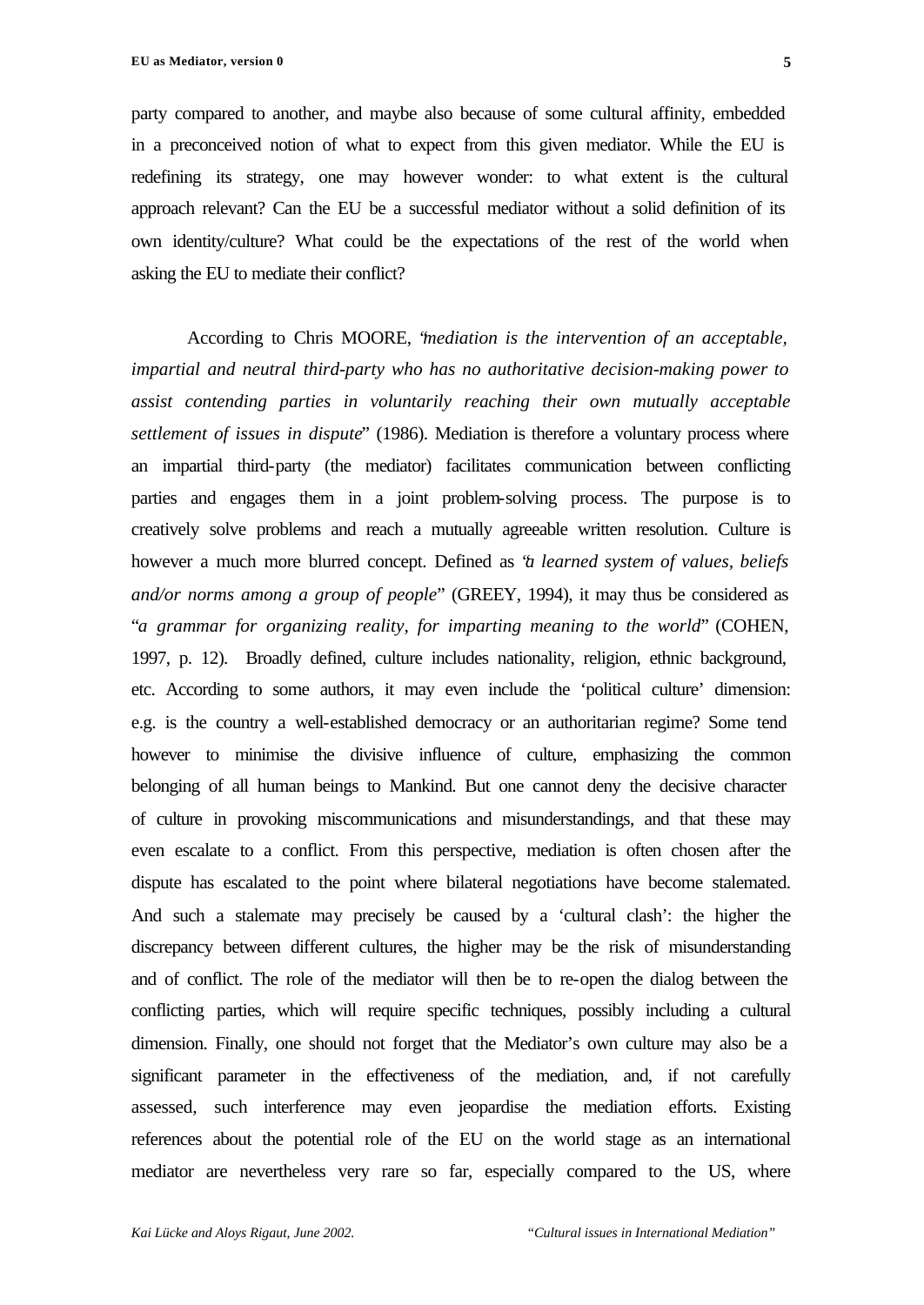party compared to another, and maybe also because of some cultural affinity, embedded in a preconceived notion of what to expect from this given mediator. While the EU is redefining its strategy, one may however wonder: to what extent is the cultural approach relevant? Can the EU be a successful mediator without a solid definition of its own identity/culture? What could be the expectations of the rest of the world when asking the EU to mediate their conflict?

According to Chris MOORE, "*mediation is the intervention of an acceptable, impartial and neutral third-party who has no authoritative decision-making power to assist contending parties in voluntarily reaching their own mutually acceptable settlement of issues in dispute*" (1986). Mediation is therefore a voluntary process where an impartial third-party (the mediator) facilitates communication between conflicting parties and engages them in a joint problem-solving process. The purpose is to creatively solve problems and reach a mutually agreeable written resolution. Culture is however a much more blurred concept. Defined as "*a learned system of values, beliefs and/or norms among a group of people*" (GREEY, 1994), it may thus be considered as "*a grammar for organizing reality, for imparting meaning to the world*" (COHEN, 1997, p. 12). Broadly defined, culture includes nationality, religion, ethnic background, etc. According to some authors, it may even include the 'political culture' dimension: e.g. is the country a well-established democracy or an authoritarian regime? Some tend however to minimise the divisive influence of culture, emphasizing the common belonging of all human beings to Mankind. But one cannot deny the decisive character of culture in provoking miscommunications and misunderstandings, and that these may even escalate to a conflict. From this perspective, mediation is often chosen after the dispute has escalated to the point where bilateral negotiations have become stalemated. And such a stalemate may precisely be caused by a 'cultural clash': the higher the discrepancy between different cultures, the higher may be the risk of misunderstanding and of conflict. The role of the mediator will then be to re-open the dialog between the conflicting parties, which will require specific techniques, possibly including a cultural dimension. Finally, one should not forget that the Mediator's own culture may also be a significant parameter in the effectiveness of the mediation, and, if not carefully assessed, such interference may even jeopardise the mediation efforts. Existing references about the potential role of the EU on the world stage as an international mediator are nevertheless very rare so far, especially compared to the US, where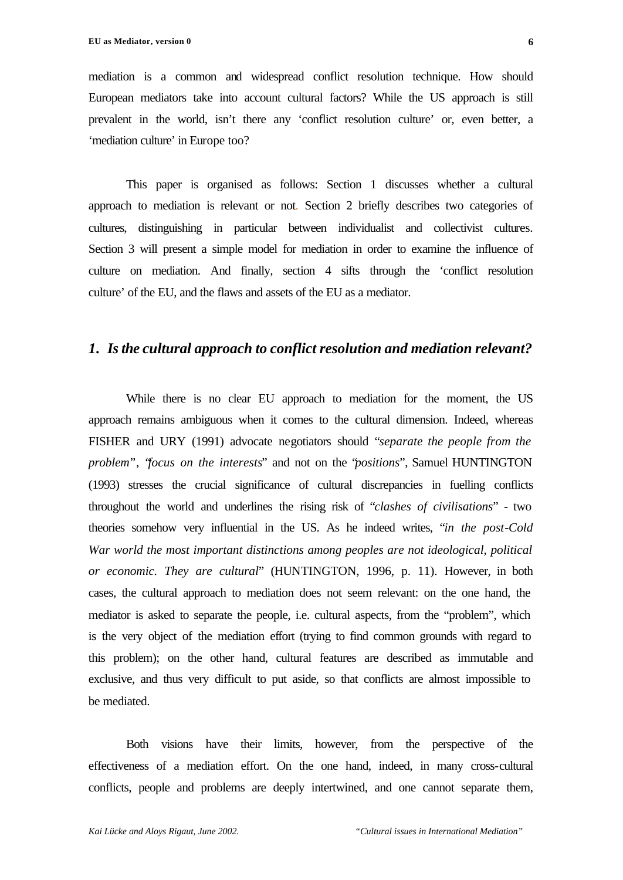mediation is a common and widespread conflict resolution technique. How should European mediators take into account cultural factors? While the US approach is still prevalent in the world, isn't there any 'conflict resolution culture' or, even better, a 'mediation culture' in Europe too?

This paper is organised as follows: Section 1 discusses whether a cultural approach to mediation is relevant or not. Section 2 briefly describes two categories of cultures, distinguishing in particular between individualist and collectivist cultures. Section 3 will present a simple model for mediation in order to examine the influence of culture on mediation. And finally, section 4 sifts through the 'conflict resolution culture' of the EU, and the flaws and assets of the EU as a mediator.

## *1. Is the cultural approach to conflict resolution and mediation relevant?*

While there is no clear EU approach to mediation for the moment, the US approach remains ambiguous when it comes to the cultural dimension. Indeed, whereas FISHER and URY (1991) advocate negotiators should "*separate the people from the problem*", "*focus on the interests*" and not on the "*positions*", Samuel HUNTINGTON (1993) stresses the crucial significance of cultural discrepancies in fuelling conflicts throughout the world and underlines the rising risk of "*clashes of civilisations*" - two theories somehow very influential in the US. As he indeed writes, "*in the post-Cold War world the most important distinctions among peoples are not ideological, political or economic. They are cultural*" (HUNTINGTON, 1996, p. 11). However, in both cases, the cultural approach to mediation does not seem relevant: on the one hand, the mediator is asked to separate the people, i.e. cultural aspects, from the "problem", which is the very object of the mediation effort (trying to find common grounds with regard to this problem); on the other hand, cultural features are described as immutable and exclusive, and thus very difficult to put aside, so that conflicts are almost impossible to be mediated.

Both visions have their limits, however, from the perspective of the effectiveness of a mediation effort. On the one hand, indeed, in many cross-cultural conflicts, people and problems are deeply intertwined, and one cannot separate them,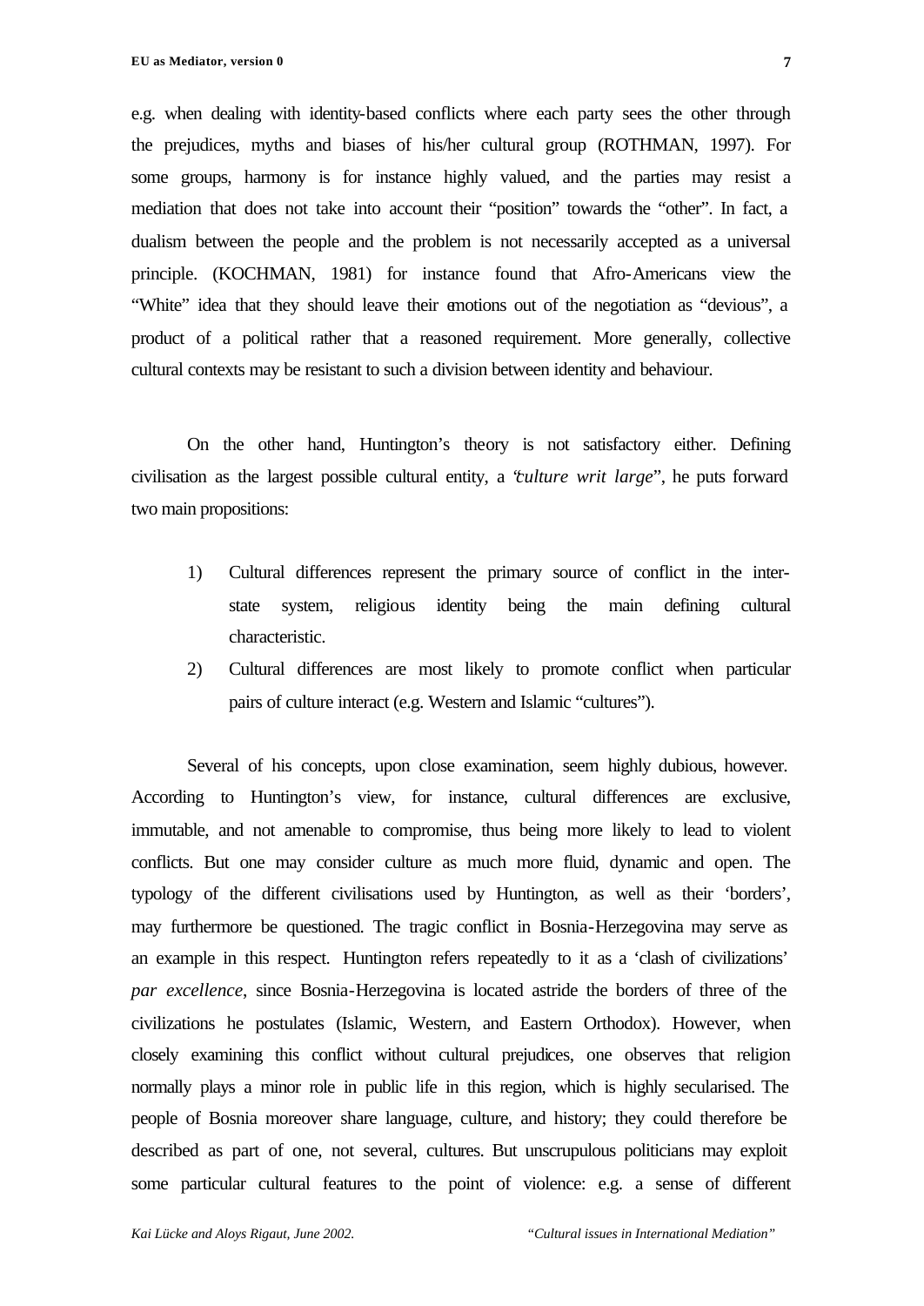e.g. when dealing with identity-based conflicts where each party sees the other through the prejudices, myths and biases of his/her cultural group (ROTHMAN, 1997). For some groups, harmony is for instance highly valued, and the parties may resist a mediation that does not take into account their "position" towards the "other". In fact, a dualism between the people and the problem is not necessarily accepted as a universal principle. (KOCHMAN, 1981) for instance found that Afro-Americans view the "White" idea that they should leave their emotions out of the negotiation as "devious", a product of a political rather that a reasoned requirement. More generally, collective cultural contexts may be resistant to such a division between identity and behaviour.

On the other hand, Huntington's theory is not satisfactory either. Defining civilisation as the largest possible cultural entity, a "*culture writ large*", he puts forward two main propositions:

1) Cultural differences represent the primary source of conflict in the inter-state system, religious identity being the main defining cultural characteristic.
2) Cultural differences are most likely to promote conflict when particular pairs of culture interact (e.g. Western and Islamic "cultures").

Several of his concepts, upon close examination, seem highly dubious, however. According to Huntington's view, for instance, cultural differences are exclusive, immutable, and not amenable to compromise, thus being more likely to lead to violent conflicts. But one may consider culture as much more fluid, dynamic and open. The typology of the different civilisations used by Huntington, as well as their 'borders', may furthermore be questioned. The tragic conflict in Bosnia-Herzegovina may serve as an example in this respect. Huntington refers repeatedly to it as a 'clash of civilizations' *par excellence*, since Bosnia-Herzegovina is located astride the borders of three of the civilizations he postulates (Islamic, Western, and Eastern Orthodox). However, when closely examining this conflict without cultural prejudices, one observes that religion normally plays a minor role in public life in this region, which is highly secularised. The people of Bosnia moreover share language, culture, and history; they could therefore be described as part of one, not several, cultures. But unscrupulous politicians may exploit some particular cultural features to the point of violence: e.g. a sense of different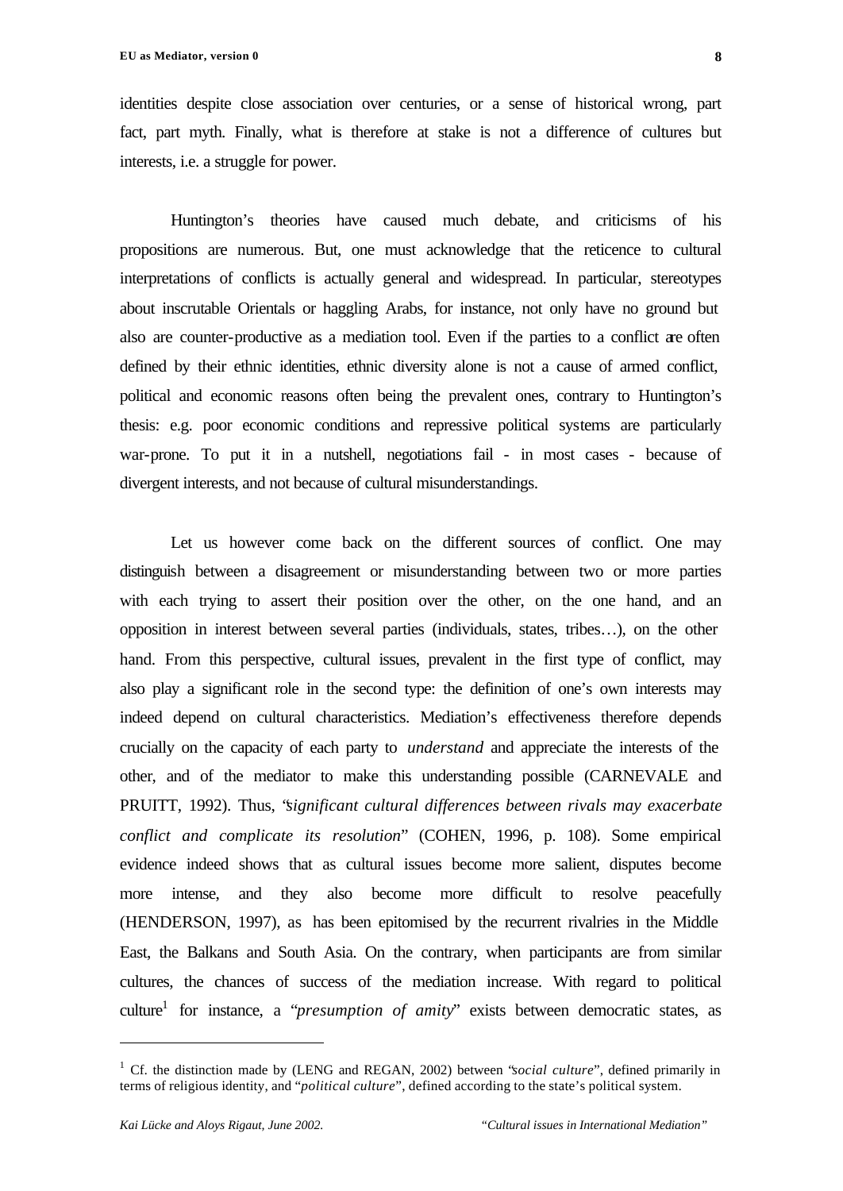identities despite close association over centuries, or a sense of historical wrong, part fact, part myth. Finally, what is therefore at stake is not a difference of cultures but interests, i.e. a struggle for power.

Huntington's theories have caused much debate, and criticisms of his propositions are numerous. But, one must acknowledge that the reticence to cultural interpretations of conflicts is actually general and widespread. In particular, stereotypes about inscrutable Orientals or haggling Arabs, for instance, not only have no ground but also are counter-productive as a mediation tool. Even if the parties to a conflict are often defined by their ethnic identities, ethnic diversity alone is not a cause of armed conflict, political and economic reasons often being the prevalent ones, contrary to Huntington's thesis: e.g. poor economic conditions and repressive political systems are particularly war-prone. To put it in a nutshell, negotiations fail - in most cases - because of divergent interests, and not because of cultural misunderstandings.

Let us however come back on the different sources of conflict. One may distinguish between a disagreement or misunderstanding between two or more parties with each trying to assert their position over the other, on the one hand, and an opposition in interest between several parties (individuals, states, tribes…), on the other hand. From this perspective, cultural issues, prevalent in the first type of conflict, may also play a significant role in the second type: the definition of one's own interests may indeed depend on cultural characteristics. Mediation's effectiveness therefore depends crucially on the capacity of each party to *understand* and appreciate the interests of the other, and of the mediator to make this understanding possible (CARNEVALE and PRUITT, 1992). Thus, "*significant cultural differences between rivals may exacerbate conflict and complicate its resolution*" (COHEN, 1996, p. 108). Some empirical evidence indeed shows that as cultural issues become more salient, disputes become more intense, and they also become more difficult to resolve peacefully (HENDERSON, 1997), as has been epitomised by the recurrent rivalries in the Middle East, the Balkans and South Asia. On the contrary, when participants are from similar cultures, the chances of success of the mediation increase. With regard to political culture[1] for instance, a "*presumption of amity*" exists between democratic states, as

[1] Cf. the distinction made by (LENG and REGAN, 2002) between "*social culture*", defined primarily in terms of religious identity, and "*political culture*", defined according to the state's political system.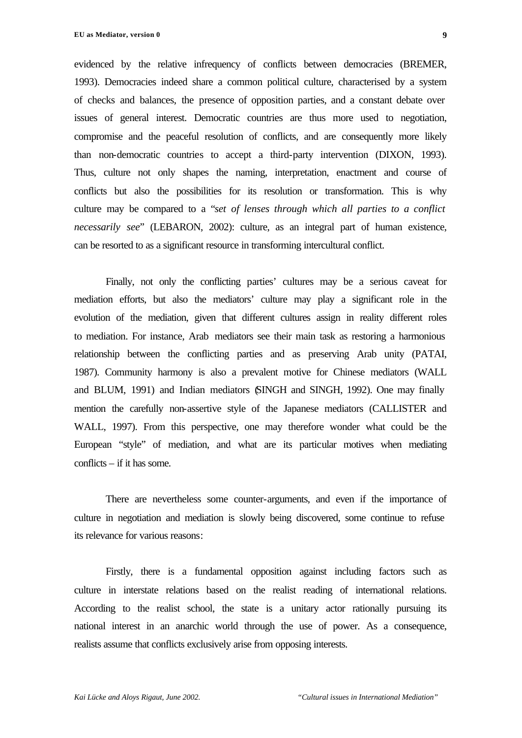evidenced by the relative infrequency of conflicts between democracies (BREMER, 1993). Democracies indeed share a common political culture, characterised by a system of checks and balances, the presence of opposition parties, and a constant debate over issues of general interest. Democratic countries are thus more used to negotiation, compromise and the peaceful resolution of conflicts, and are consequently more likely than non-democratic countries to accept a third-party intervention (DIXON, 1993). Thus, culture not only shapes the naming, interpretation, enactment and course of conflicts but also the possibilities for its resolution or transformation. This is why culture may be compared to a "*set of lenses through which all parties to a conflict necessarily see*" (LEBARON, 2002): culture, as an integral part of human existence, can be resorted to as a significant resource in transforming intercultural conflict.

Finally, not only the conflicting parties' cultures may be a serious caveat for mediation efforts, but also the mediators' culture may play a significant role in the evolution of the mediation, given that different cultures assign in reality different roles to mediation. For instance, Arab mediators see their main task as restoring a harmonious relationship between the conflicting parties and as preserving Arab unity (PATAI, 1987). Community harmony is also a prevalent motive for Chinese mediators (WALL and BLUM, 1991) and Indian mediators (SINGH and SINGH, 1992). One may finally mention the carefully non-assertive style of the Japanese mediators (CALLISTER and WALL, 1997). From this perspective, one may therefore wonder what could be the European "style" of mediation, and what are its particular motives when mediating conflicts – if it has some.

There are nevertheless some counter-arguments, and even if the importance of culture in negotiation and mediation is slowly being discovered, some continue to refuse its relevance for various reasons:

Firstly, there is a fundamental opposition against including factors such as culture in interstate relations based on the realist reading of international relations. According to the realist school, the state is a unitary actor rationally pursuing its national interest in an anarchic world through the use of power. As a consequence, realists assume that conflicts exclusively arise from opposing interests.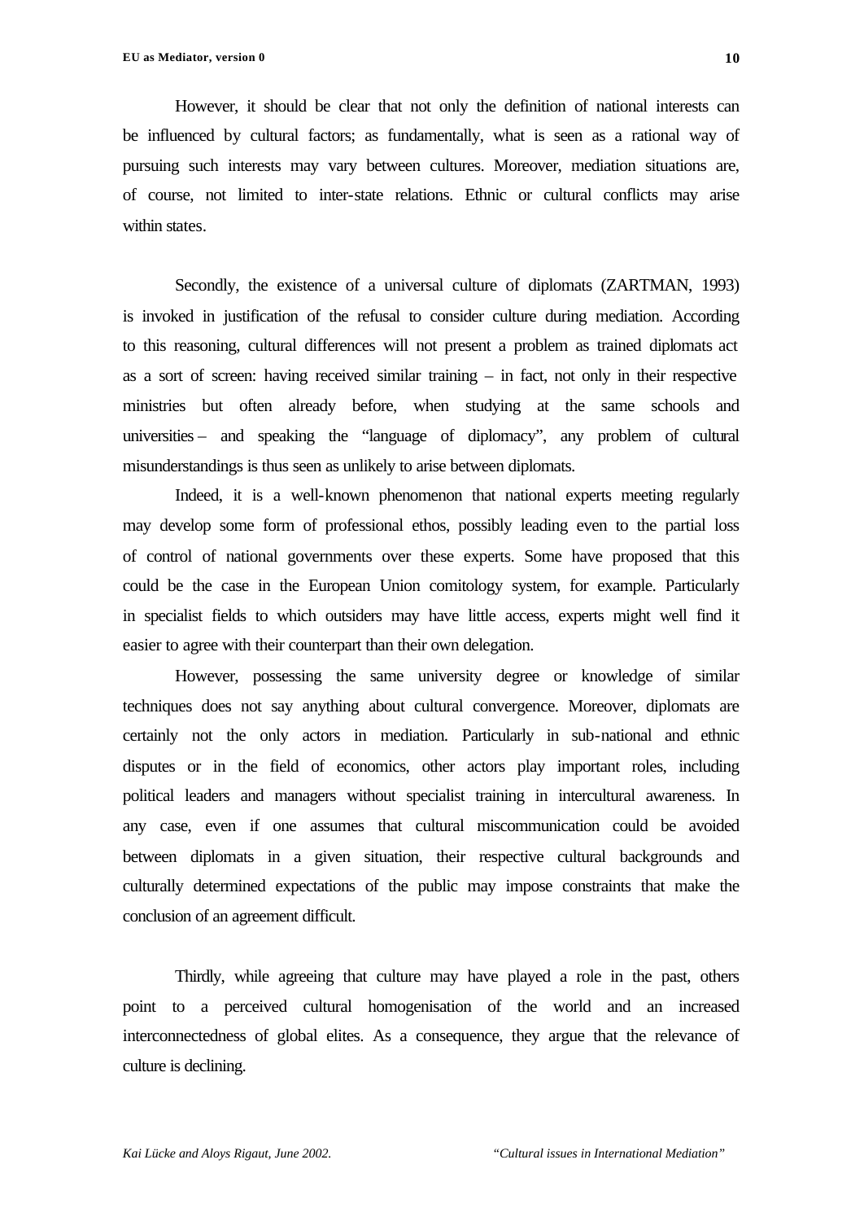However, it should be clear that not only the definition of national interests can be influenced by cultural factors; as fundamentally, what is seen as a rational way of pursuing such interests may vary between cultures. Moreover, mediation situations are, of course, not limited to inter-state relations. Ethnic or cultural conflicts may arise within states.

Secondly, the existence of a universal culture of diplomats (ZARTMAN, 1993) is invoked in justification of the refusal to consider culture during mediation. According to this reasoning, cultural differences will not present a problem as trained diplomats act as a sort of screen: having received similar training – in fact, not only in their respective ministries but often already before, when studying at the same schools and universities – and speaking the "language of diplomacy", any problem of cultural misunderstandings is thus seen as unlikely to arise between diplomats.

Indeed, it is a well-known phenomenon that national experts meeting regularly may develop some form of professional ethos, possibly leading even to the partial loss of control of national governments over these experts. Some have proposed that this could be the case in the European Union comitology system, for example. Particularly in specialist fields to which outsiders may have little access, experts might well find it easier to agree with their counterpart than their own delegation.

However, possessing the same university degree or knowledge of similar techniques does not say anything about cultural convergence. Moreover, diplomats are certainly not the only actors in mediation. Particularly in sub-national and ethnic disputes or in the field of economics, other actors play important roles, including political leaders and managers without specialist training in intercultural awareness. In any case, even if one assumes that cultural miscommunication could be avoided between diplomats in a given situation, their respective cultural backgrounds and culturally determined expectations of the public may impose constraints that make the conclusion of an agreement difficult.

Thirdly, while agreeing that culture may have played a role in the past, others point to a perceived cultural homogenisation of the world and an increased interconnectedness of global elites. As a consequence, they argue that the relevance of culture is declining.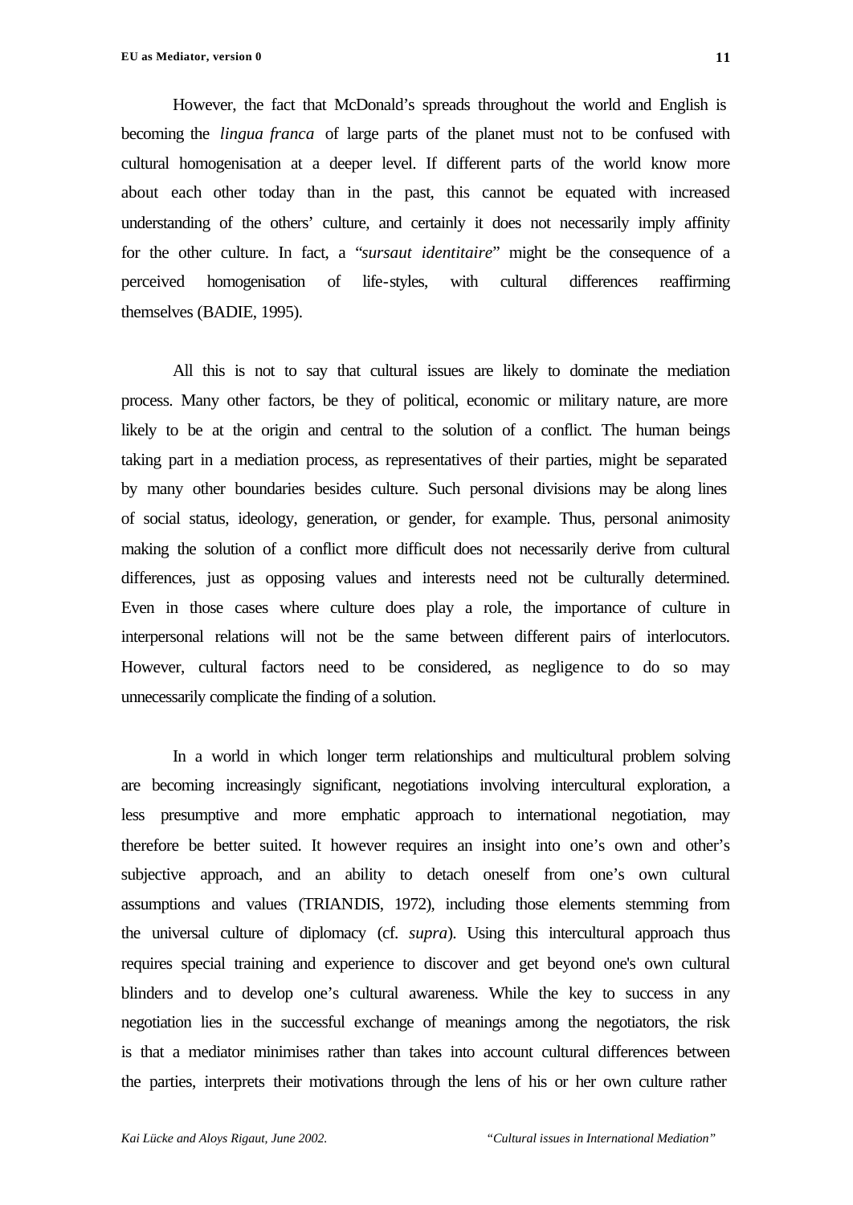However, the fact that McDonald's spreads throughout the world and English is becoming the *lingua franca* of large parts of the planet must not to be confused with cultural homogenisation at a deeper level. If different parts of the world know more about each other today than in the past, this cannot be equated with increased understanding of the others' culture, and certainly it does not necessarily imply affinity for the other culture. In fact, a "*sursaut identitaire*" might be the consequence of a perceived homogenisation of life-styles, with cultural differences reaffirming themselves (BADIE, 1995).

All this is not to say that cultural issues are likely to dominate the mediation process. Many other factors, be they of political, economic or military nature, are more likely to be at the origin and central to the solution of a conflict. The human beings taking part in a mediation process, as representatives of their parties, might be separated by many other boundaries besides culture. Such personal divisions may be along lines of social status, ideology, generation, or gender, for example. Thus, personal animosity making the solution of a conflict more difficult does not necessarily derive from cultural differences, just as opposing values and interests need not be culturally determined. Even in those cases where culture does play a role, the importance of culture in interpersonal relations will not be the same between different pairs of interlocutors. However, cultural factors need to be considered, as negligence to do so may unnecessarily complicate the finding of a solution.

In a world in which longer term relationships and multicultural problem solving are becoming increasingly significant, negotiations involving intercultural exploration, a less presumptive and more emphatic approach to international negotiation, may therefore be better suited. It however requires an insight into one's own and other's subjective approach, and an ability to detach oneself from one's own cultural assumptions and values (TRIANDIS, 1972), including those elements stemming from the universal culture of diplomacy (cf. *supra*). Using this intercultural approach thus requires special training and experience to discover and get beyond one's own cultural blinders and to develop one's cultural awareness. While the key to success in any negotiation lies in the successful exchange of meanings among the negotiators, the risk is that a mediator minimises rather than takes into account cultural differences between the parties, interprets their motivations through the lens of his or her own culture rather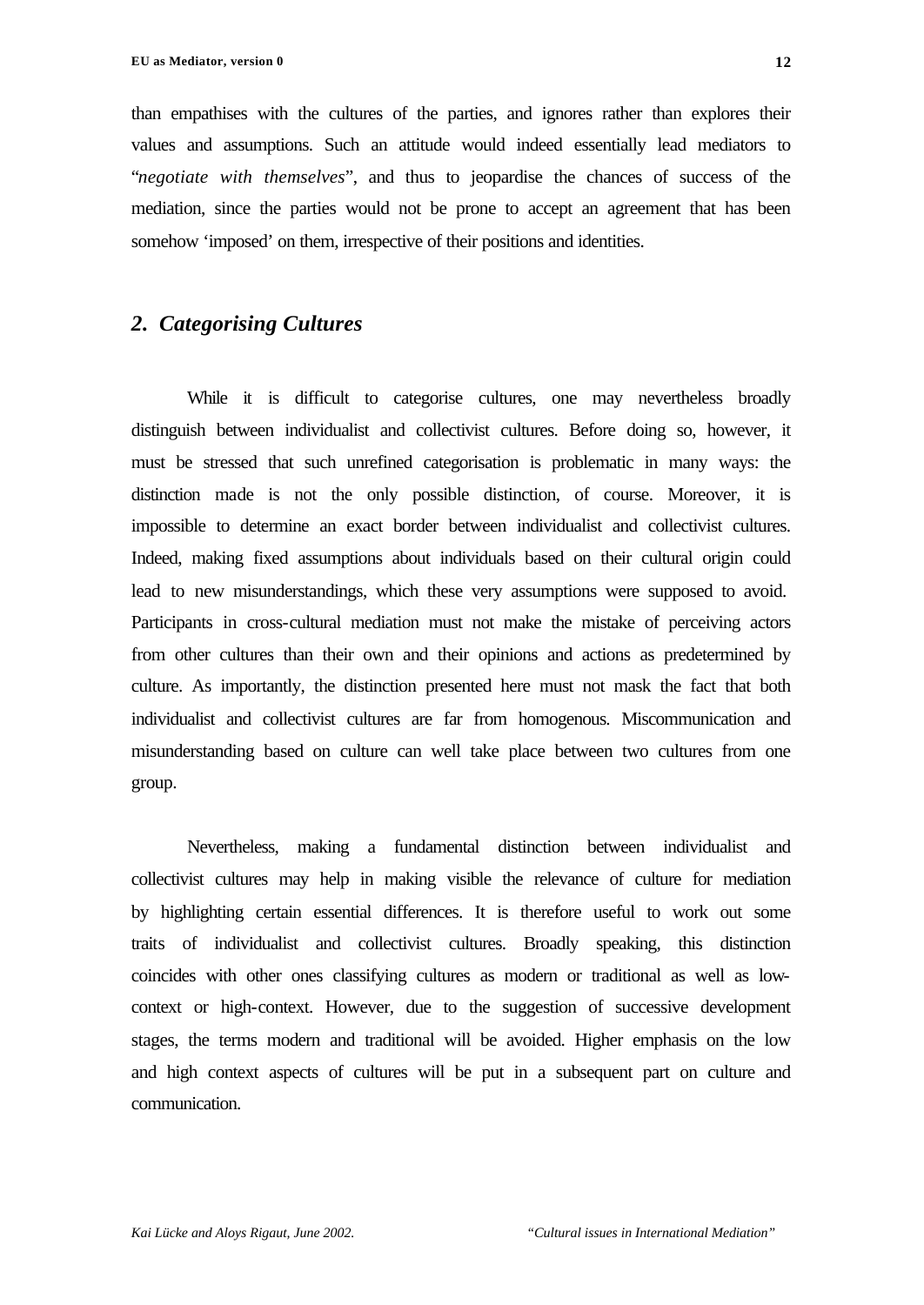than empathises with the cultures of the parties, and ignores rather than explores their values and assumptions. Such an attitude would indeed essentially lead mediators to "*negotiate with themselves*", and thus to jeopardise the chances of success of the mediation, since the parties would not be prone to accept an agreement that has been somehow 'imposed' on them, irrespective of their positions and identities.

## *2. Categorising Cultures*

While it is difficult to categorise cultures, one may nevertheless broadly distinguish between individualist and collectivist cultures. Before doing so, however, it must be stressed that such unrefined categorisation is problematic in many ways: the distinction made is not the only possible distinction, of course. Moreover, it is impossible to determine an exact border between individualist and collectivist cultures. Indeed, making fixed assumptions about individuals based on their cultural origin could lead to new misunderstandings, which these very assumptions were supposed to avoid. Participants in cross-cultural mediation must not make the mistake of perceiving actors from other cultures than their own and their opinions and actions as predetermined by culture. As importantly, the distinction presented here must not mask the fact that both individualist and collectivist cultures are far from homogenous. Miscommunication and misunderstanding based on culture can well take place between two cultures from one group.

Nevertheless, making a fundamental distinction between individualist and collectivist cultures may help in making visible the relevance of culture for mediation by highlighting certain essential differences. It is therefore useful to work out some traits of individualist and collectivist cultures. Broadly speaking, this distinction coincides with other ones classifying cultures as modern or traditional as well as low-context or high-context. However, due to the suggestion of successive development stages, the terms modern and traditional will be avoided. Higher emphasis on the low and high context aspects of cultures will be put in a subsequent part on culture and communication.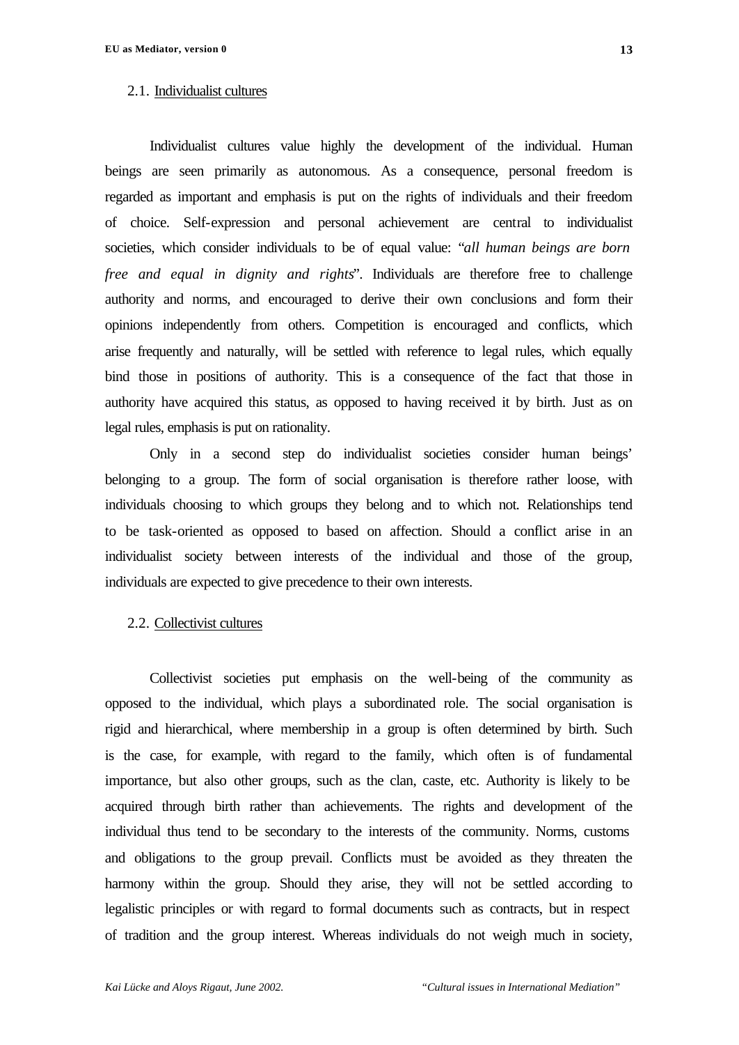### 2.1. Individualist cultures

Individualist cultures value highly the development of the individual. Human beings are seen primarily as autonomous. As a consequence, personal freedom is regarded as important and emphasis is put on the rights of individuals and their freedom of choice. Self-expression and personal achievement are central to individualist societies, which consider individuals to be of equal value: "*all human beings are born free and equal in dignity and rights*". Individuals are therefore free to challenge authority and norms, and encouraged to derive their own conclusions and form their opinions independently from others. Competition is encouraged and conflicts, which arise frequently and naturally, will be settled with reference to legal rules, which equally bind those in positions of authority. This is a consequence of the fact that those in authority have acquired this status, as opposed to having received it by birth. Just as on legal rules, emphasis is put on rationality.

Only in a second step do individualist societies consider human beings' belonging to a group. The form of social organisation is therefore rather loose, with individuals choosing to which groups they belong and to which not. Relationships tend to be task-oriented as opposed to based on affection. Should a conflict arise in an individualist society between interests of the individual and those of the group, individuals are expected to give precedence to their own interests.

### 2.2. Collectivist cultures

Collectivist societies put emphasis on the well-being of the community as opposed to the individual, which plays a subordinated role. The social organisation is rigid and hierarchical, where membership in a group is often determined by birth. Such is the case, for example, with regard to the family, which often is of fundamental importance, but also other groups, such as the clan, caste, etc. Authority is likely to be acquired through birth rather than achievements. The rights and development of the individual thus tend to be secondary to the interests of the community. Norms, customs and obligations to the group prevail. Conflicts must be avoided as they threaten the harmony within the group. Should they arise, they will not be settled according to legalistic principles or with regard to formal documents such as contracts, but in respect of tradition and the group interest. Whereas individuals do not weigh much in society,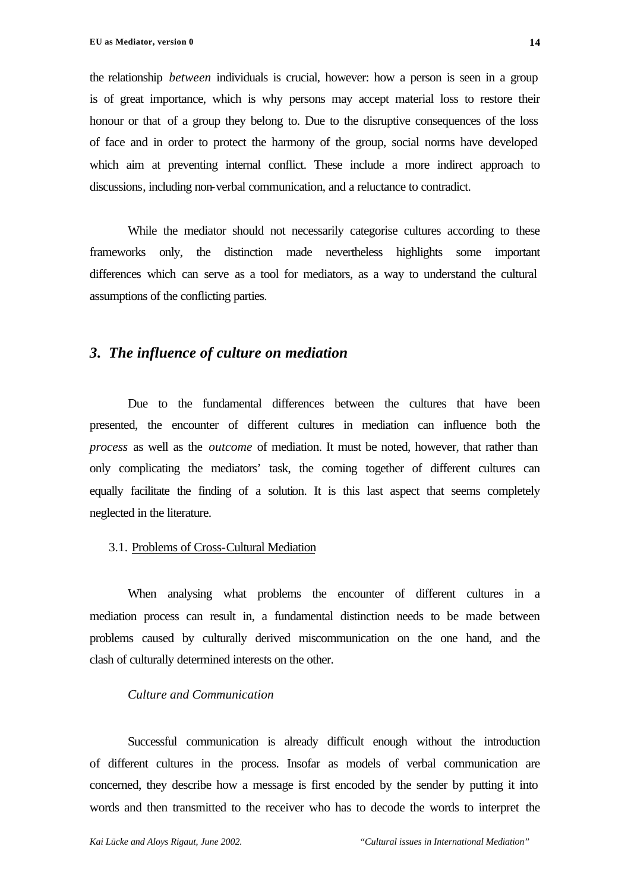the relationship *between* individuals is crucial, however: how a person is seen in a group is of great importance, which is why persons may accept material loss to restore their honour or that of a group they belong to. Due to the disruptive consequences of the loss of face and in order to protect the harmony of the group, social norms have developed which aim at preventing internal conflict. These include a more indirect approach to discussions, including non-verbal communication, and a reluctance to contradict.

While the mediator should not necessarily categorise cultures according to these frameworks only, the distinction made nevertheless highlights some important differences which can serve as a tool for mediators, as a way to understand the cultural assumptions of the conflicting parties.

## *3. The influence of culture on mediation*

Due to the fundamental differences between the cultures that have been presented, the encounter of different cultures in mediation can influence both the *process* as well as the *outcome* of mediation. It must be noted, however, that rather than only complicating the mediators' task, the coming together of different cultures can equally facilitate the finding of a solution. It is this last aspect that seems completely neglected in the literature.

### 3.1. Problems of Cross-Cultural Mediation

When analysing what problems the encounter of different cultures in a mediation process can result in, a fundamental distinction needs to be made between problems caused by culturally derived miscommunication on the one hand, and the clash of culturally determined interests on the other.

#### *Culture and Communication*

Successful communication is already difficult enough without the introduction of different cultures in the process. Insofar as models of verbal communication are concerned, they describe how a message is first encoded by the sender by putting it into words and then transmitted to the receiver who has to decode the words to interpret the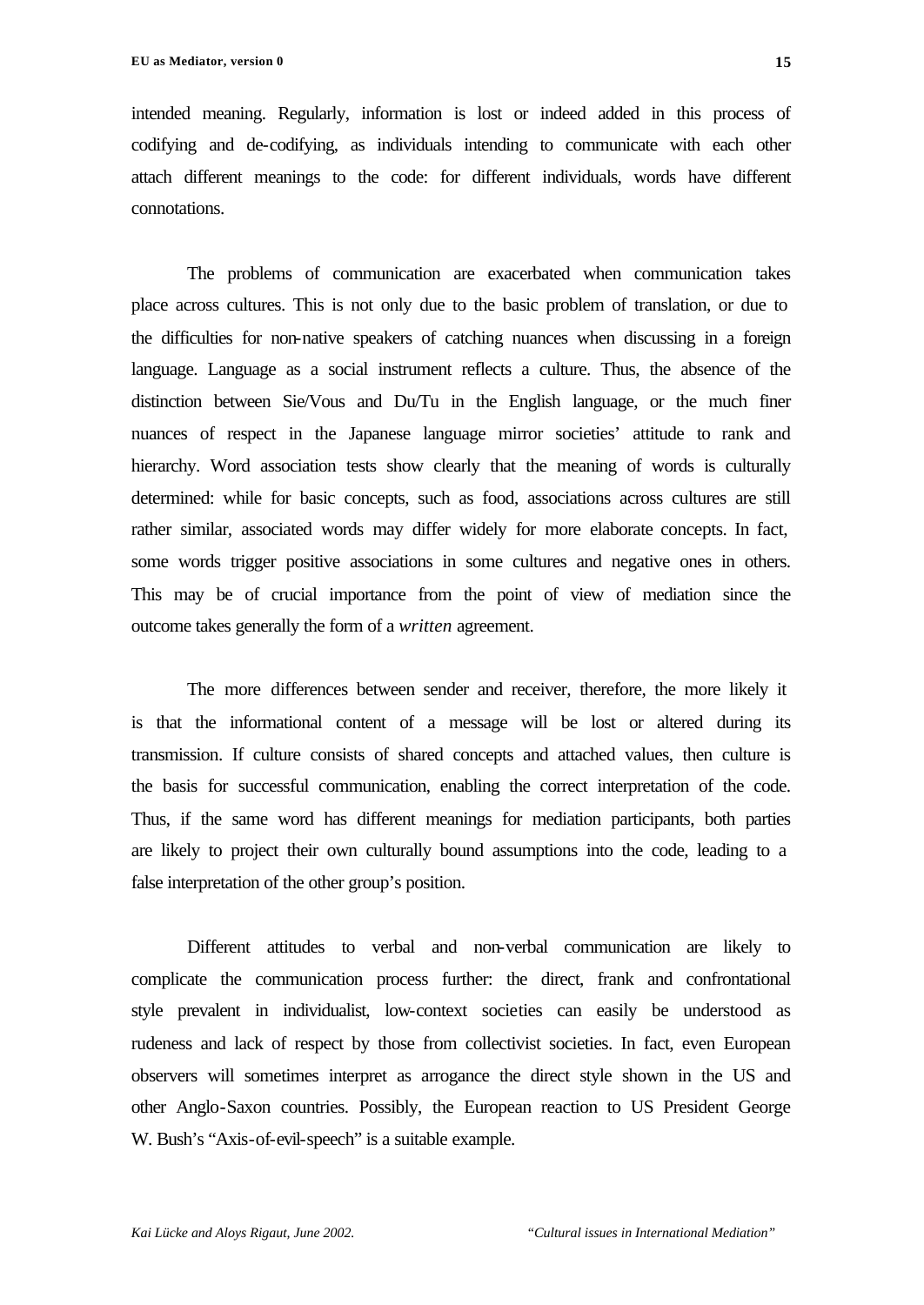intended meaning. Regularly, information is lost or indeed added in this process of codifying and de-codifying, as individuals intending to communicate with each other attach different meanings to the code: for different individuals, words have different connotations.

The problems of communication are exacerbated when communication takes place across cultures. This is not only due to the basic problem of translation, or due to the difficulties for non-native speakers of catching nuances when discussing in a foreign language. Language as a social instrument reflects a culture. Thus, the absence of the distinction between Sie/Vous and Du/Tu in the English language, or the much finer nuances of respect in the Japanese language mirror societies' attitude to rank and hierarchy. Word association tests show clearly that the meaning of words is culturally determined: while for basic concepts, such as food, associations across cultures are still rather similar, associated words may differ widely for more elaborate concepts. In fact, some words trigger positive associations in some cultures and negative ones in others. This may be of crucial importance from the point of view of mediation since the outcome takes generally the form of a *written* agreement.

The more differences between sender and receiver, therefore, the more likely it is that the informational content of a message will be lost or altered during its transmission. If culture consists of shared concepts and attached values, then culture is the basis for successful communication, enabling the correct interpretation of the code. Thus, if the same word has different meanings for mediation participants, both parties are likely to project their own culturally bound assumptions into the code, leading to a false interpretation of the other group's position.

Different attitudes to verbal and non-verbal communication are likely to complicate the communication process further: the direct, frank and confrontational style prevalent in individualist, low-context societies can easily be understood as rudeness and lack of respect by those from collectivist societies. In fact, even European observers will sometimes interpret as arrogance the direct style shown in the US and other Anglo-Saxon countries. Possibly, the European reaction to US President George W. Bush's "Axis-of-evil-speech" is a suitable example.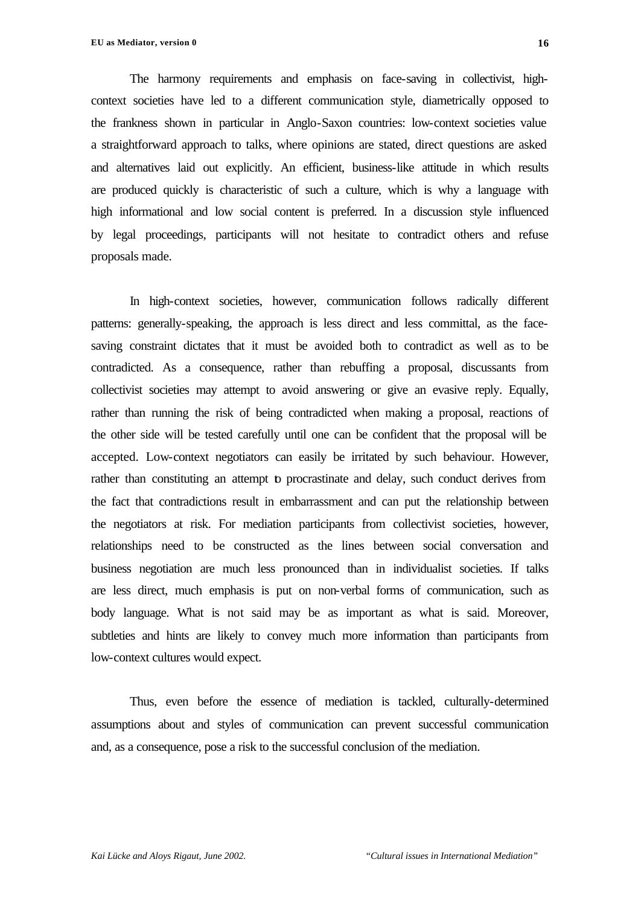The harmony requirements and emphasis on face-saving in collectivist, high-context societies have led to a different communication style, diametrically opposed to the frankness shown in particular in Anglo-Saxon countries: low-context societies value a straightforward approach to talks, where opinions are stated, direct questions are asked and alternatives laid out explicitly. An efficient, business-like attitude in which results are produced quickly is characteristic of such a culture, which is why a language with high informational and low social content is preferred. In a discussion style influenced by legal proceedings, participants will not hesitate to contradict others and refuse proposals made.

In high-context societies, however, communication follows radically different patterns: generally-speaking, the approach is less direct and less committal, as the face-saving constraint dictates that it must be avoided both to contradict as well as to be contradicted. As a consequence, rather than rebuffing a proposal, discussants from collectivist societies may attempt to avoid answering or give an evasive reply. Equally, rather than running the risk of being contradicted when making a proposal, reactions of the other side will be tested carefully until one can be confident that the proposal will be accepted. Low-context negotiators can easily be irritated by such behaviour. However, rather than constituting an attempt to procrastinate and delay, such conduct derives from the fact that contradictions result in embarrassment and can put the relationship between the negotiators at risk. For mediation participants from collectivist societies, however, relationships need to be constructed as the lines between social conversation and business negotiation are much less pronounced than in individualist societies. If talks are less direct, much emphasis is put on non-verbal forms of communication, such as body language. What is not said may be as important as what is said. Moreover, subtleties and hints are likely to convey much more information than participants from low-context cultures would expect.

Thus, even before the essence of mediation is tackled, culturally-determined assumptions about and styles of communication can prevent successful communication and, as a consequence, pose a risk to the successful conclusion of the mediation.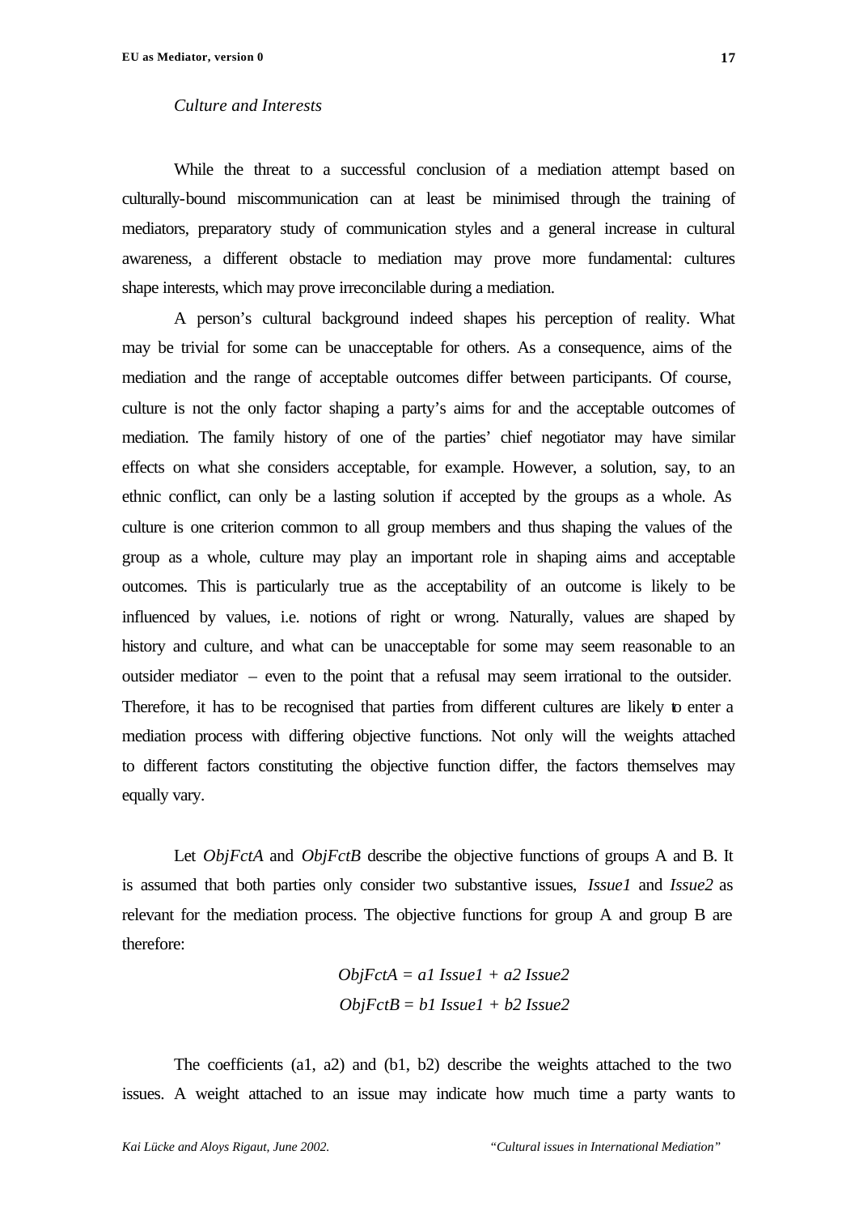*Culture and Interests*

While the threat to a successful conclusion of a mediation attempt based on culturally-bound miscommunication can at least be minimised through the training of mediators, preparatory study of communication styles and a general increase in cultural awareness, a different obstacle to mediation may prove more fundamental: cultures shape interests, which may prove irreconcilable during a mediation.

A person's cultural background indeed shapes his perception of reality. What may be trivial for some can be unacceptable for others. As a consequence, aims of the mediation and the range of acceptable outcomes differ between participants. Of course, culture is not the only factor shaping a party's aims for and the acceptable outcomes of mediation. The family history of one of the parties' chief negotiator may have similar effects on what she considers acceptable, for example. However, a solution, say, to an ethnic conflict, can only be a lasting solution if accepted by the groups as a whole. As culture is one criterion common to all group members and thus shaping the values of the group as a whole, culture may play an important role in shaping aims and acceptable outcomes. This is particularly true as the acceptability of an outcome is likely to be influenced by values, i.e. notions of right or wrong. Naturally, values are shaped by history and culture, and what can be unacceptable for some may seem reasonable to an outsider mediator – even to the point that a refusal may seem irrational to the outsider. Therefore, it has to be recognised that parties from different cultures are likely to enter a mediation process with differing objective functions. Not only will the weights attached to different factors constituting the objective function differ, the factors themselves may equally vary.

Let *ObjFctA* and *ObjFctB* describe the objective functions of groups A and B. It is assumed that both parties only consider two substantive issues, *Issue1* and *Issue2* as relevant for the mediation process. The objective functions for group A and group B are therefore:

$$ObjFctA = a1\ Issue1 + a2\ Issue2$$

$$ObjFctB = b1\ Issue1 + b2\ Issue2$$

The coefficients (a1, a2) and (b1, b2) describe the weights attached to the two issues. A weight attached to an issue may indicate how much time a party wants to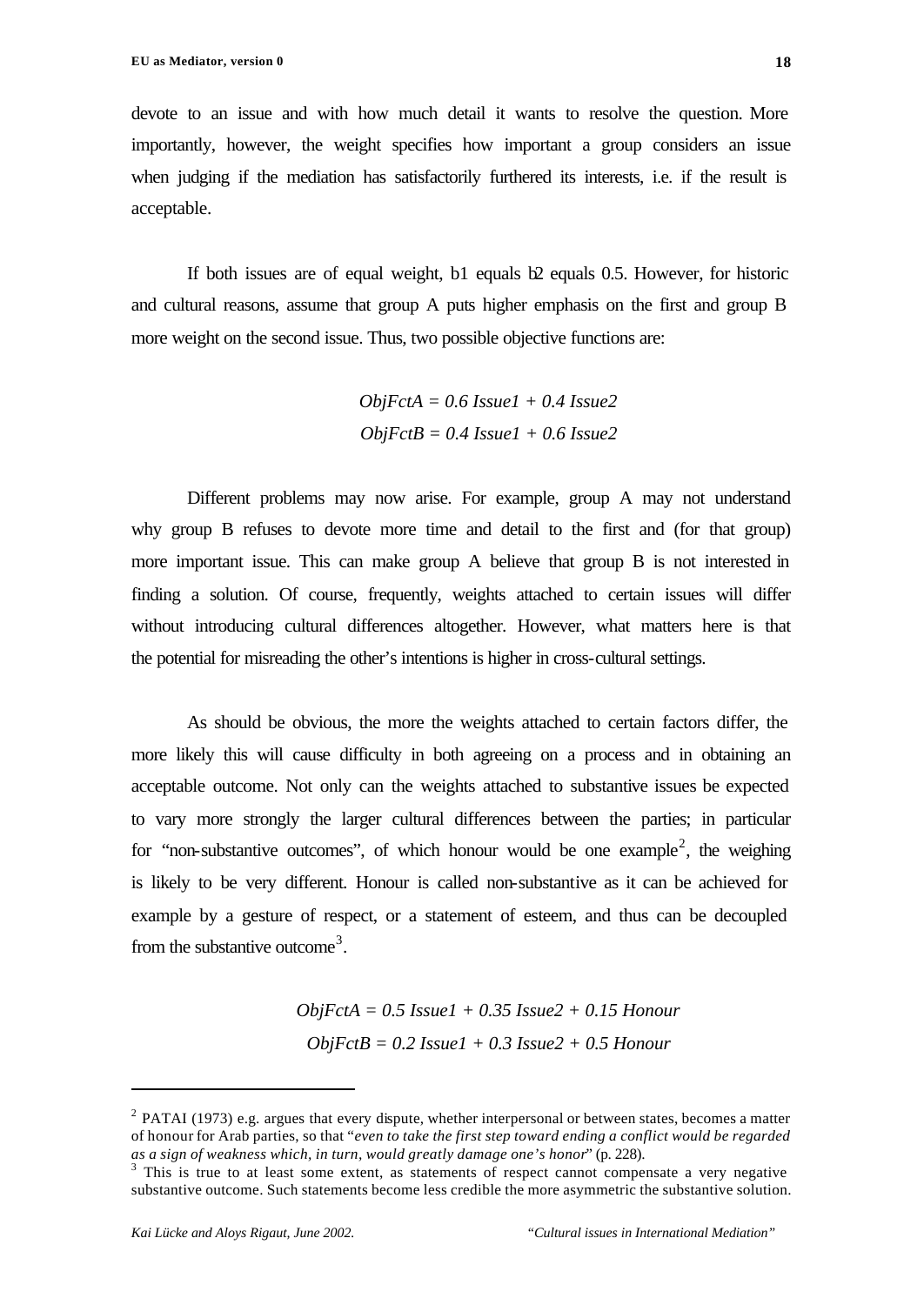devote to an issue and with how much detail it wants to resolve the question. More importantly, however, the weight specifies how important a group considers an issue when judging if the mediation has satisfactorily furthered its interests, i.e. if the result is acceptable.

If both issues are of equal weight, b1 equals b2 equals 0.5. However, for historic and cultural reasons, assume that group A puts higher emphasis on the first and group B more weight on the second issue. Thus, two possible objective functions are:

$$ObjFctA = 0.6\ Issue1 + 0.4\ Issue2$$
$$ObjFctB = 0.4\ Issue1 + 0.6\ Issue2$$

Different problems may now arise. For example, group A may not understand why group B refuses to devote more time and detail to the first and (for that group) more important issue. This can make group A believe that group B is not interested in finding a solution. Of course, frequently, weights attached to certain issues will differ without introducing cultural differences altogether. However, what matters here is that the potential for misreading the other's intentions is higher in cross-cultural settings.

As should be obvious, the more the weights attached to certain factors differ, the more likely this will cause difficulty in both agreeing on a process and in obtaining an acceptable outcome. Not only can the weights attached to substantive issues be expected to vary more strongly the larger cultural differences between the parties; in particular for "non-substantive outcomes", of which honour would be one example[2], the weighing is likely to be very different. Honour is called non-substantive as it can be achieved for example by a gesture of respect, or a statement of esteem, and thus can be decoupled from the substantive outcome[3].

$$ObjFctA = 0.5\ Issue1 + 0.35\ Issue2 + 0.15\ Honour$$
$$ObjFctB = 0.2\ Issue1 + 0.3\ Issue2 + 0.5\ Honour$$

---

[2] PATAI (1973) e.g. argues that every dispute, whether interpersonal or between states, becomes a matter of honour for Arab parties, so that "*even to take the first step toward ending a conflict would be regarded as a sign of weakness which, in turn, would greatly damage one's honour*" (p. 228).

[3] This is true to at least some extent, as statements of respect cannot compensate a very negative substantive outcome. Such statements become less credible the more asymmetric the substantive solution.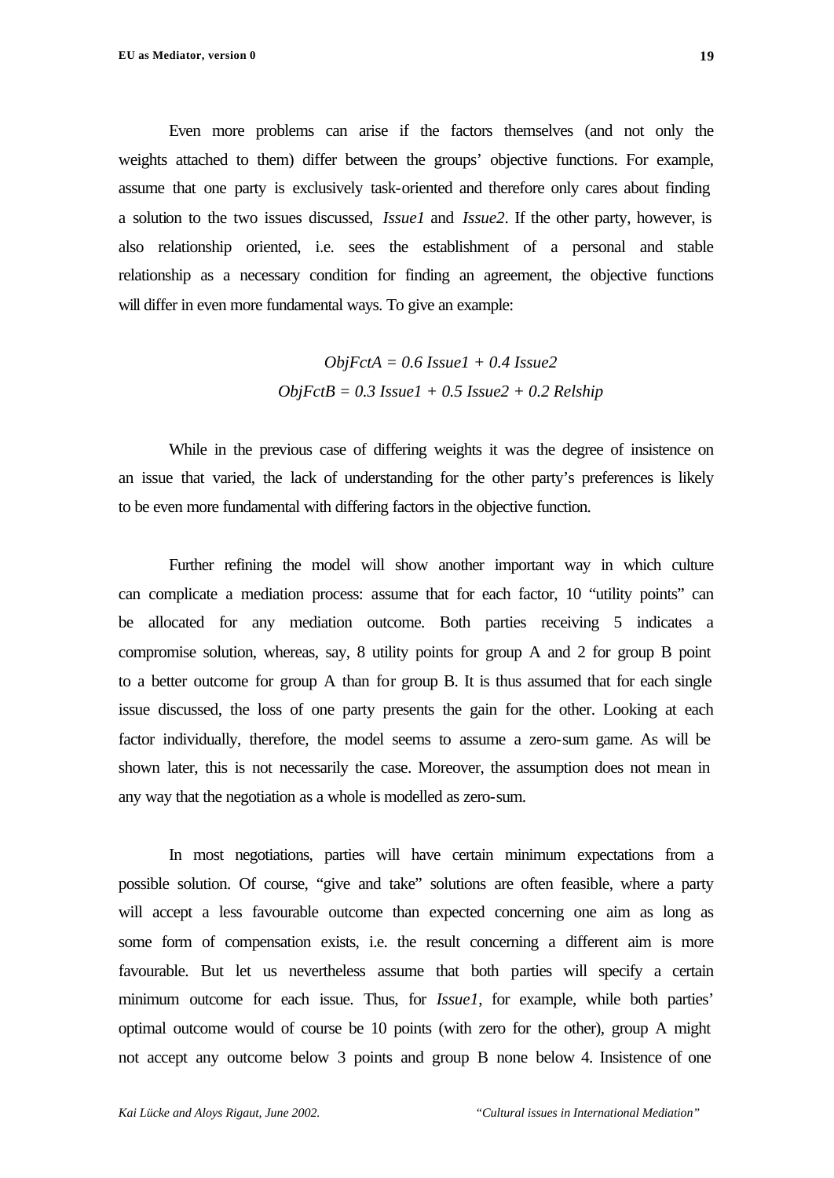Even more problems can arise if the factors themselves (and not only the weights attached to them) differ between the groups' objective functions. For example, assume that one party is exclusively task-oriented and therefore only cares about finding a solution to the two issues discussed, *Issue1* and *Issue2*. If the other party, however, is also relationship oriented, i.e. sees the establishment of a personal and stable relationship as a necessary condition for finding an agreement, the objective functions will differ in even more fundamental ways. To give an example:

$$ObjFctA = 0.6\ Issue1 + 0.4\ Issue2$$
$$ObjFctB = 0.3\ Issue1 + 0.5\ Issue2 + 0.2\ Relship$$

While in the previous case of differing weights it was the degree of insistence on an issue that varied, the lack of understanding for the other party's preferences is likely to be even more fundamental with differing factors in the objective function.

Further refining the model will show another important way in which culture can complicate a mediation process: assume that for each factor, 10 "utility points" can be allocated for any mediation outcome. Both parties receiving 5 indicates a compromise solution, whereas, say, 8 utility points for group A and 2 for group B point to a better outcome for group A than for group B. It is thus assumed that for each single issue discussed, the loss of one party presents the gain for the other. Looking at each factor individually, therefore, the model seems to assume a zero-sum game. As will be shown later, this is not necessarily the case. Moreover, the assumption does not mean in any way that the negotiation as a whole is modelled as zero-sum.

In most negotiations, parties will have certain minimum expectations from a possible solution. Of course, "give and take" solutions are often feasible, where a party will accept a less favourable outcome than expected concerning one aim as long as some form of compensation exists, i.e. the result concerning a different aim is more favourable. But let us nevertheless assume that both parties will specify a certain minimum outcome for each issue. Thus, for *Issue1*, for example, while both parties' optimal outcome would of course be 10 points (with zero for the other), group A might not accept any outcome below 3 points and group B none below 4. Insistence of one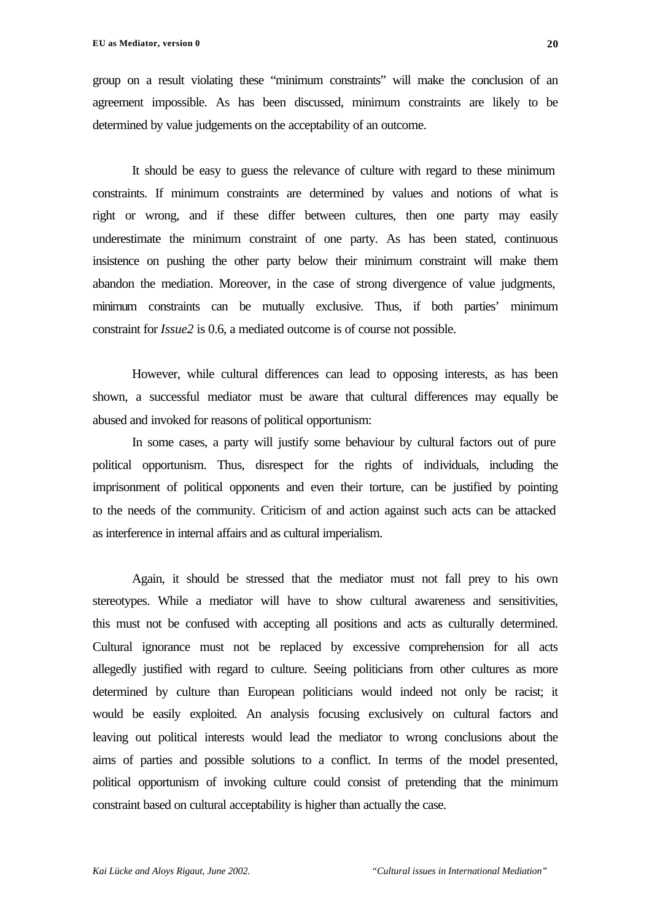group on a result violating these "minimum constraints" will make the conclusion of an agreement impossible. As has been discussed, minimum constraints are likely to be determined by value judgements on the acceptability of an outcome.

It should be easy to guess the relevance of culture with regard to these minimum constraints. If minimum constraints are determined by values and notions of what is right or wrong, and if these differ between cultures, then one party may easily underestimate the minimum constraint of one party. As has been stated, continuous insistence on pushing the other party below their minimum constraint will make them abandon the mediation. Moreover, in the case of strong divergence of value judgments, minimum constraints can be mutually exclusive. Thus, if both parties' minimum constraint for *Issue2* is 0.6, a mediated outcome is of course not possible.

However, while cultural differences can lead to opposing interests, as has been shown, a successful mediator must be aware that cultural differences may equally be abused and invoked for reasons of political opportunism:

In some cases, a party will justify some behaviour by cultural factors out of pure political opportunism. Thus, disrespect for the rights of individuals, including the imprisonment of political opponents and even their torture, can be justified by pointing to the needs of the community. Criticism of and action against such acts can be attacked as interference in internal affairs and as cultural imperialism.

Again, it should be stressed that the mediator must not fall prey to his own stereotypes. While a mediator will have to show cultural awareness and sensitivities, this must not be confused with accepting all positions and acts as culturally determined. Cultural ignorance must not be replaced by excessive comprehension for all acts allegedly justified with regard to culture. Seeing politicians from other cultures as more determined by culture than European politicians would indeed not only be racist; it would be easily exploited. An analysis focusing exclusively on cultural factors and leaving out political interests would lead the mediator to wrong conclusions about the aims of parties and possible solutions to a conflict. In terms of the model presented, political opportunism of invoking culture could consist of pretending that the minimum constraint based on cultural acceptability is higher than actually the case.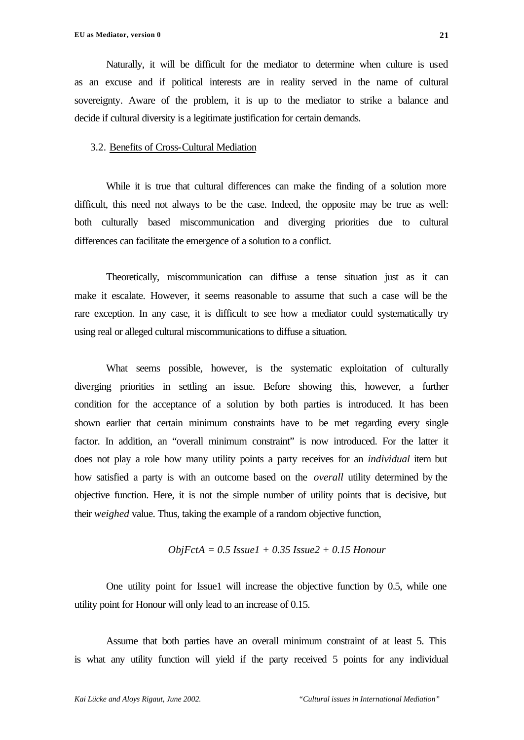Naturally, it will be difficult for the mediator to determine when culture is used as an excuse and if political interests are in reality served in the name of cultural sovereignty. Aware of the problem, it is up to the mediator to strike a balance and decide if cultural diversity is a legitimate justification for certain demands.

### 3.2. Benefits of Cross-Cultural Mediation

While it is true that cultural differences can make the finding of a solution more difficult, this need not always to be the case. Indeed, the opposite may be true as well: both culturally based miscommunication and diverging priorities due to cultural differences can facilitate the emergence of a solution to a conflict.

Theoretically, miscommunication can diffuse a tense situation just as it can make it escalate. However, it seems reasonable to assume that such a case will be the rare exception. In any case, it is difficult to see how a mediator could systematically try using real or alleged cultural miscommunications to diffuse a situation.

What seems possible, however, is the systematic exploitation of culturally diverging priorities in settling an issue. Before showing this, however, a further condition for the acceptance of a solution by both parties is introduced. It has been shown earlier that certain minimum constraints have to be met regarding every single factor. In addition, an "overall minimum constraint" is now introduced. For the latter it does not play a role how many utility points a party receives for an *individual* item but how satisfied a party is with an outcome based on the *overall* utility determined by the objective function. Here, it is not the simple number of utility points that is decisive, but their *weighed* value. Thus, taking the example of a random objective function,

$$ObjFctA = 0.5\ Issue1 + 0.35\ Issue2 + 0.15\ Honour$$

One utility point for Issue1 will increase the objective function by 0.5, while one utility point for Honour will only lead to an increase of 0.15.

Assume that both parties have an overall minimum constraint of at least 5. This is what any utility function will yield if the party received 5 points for any individual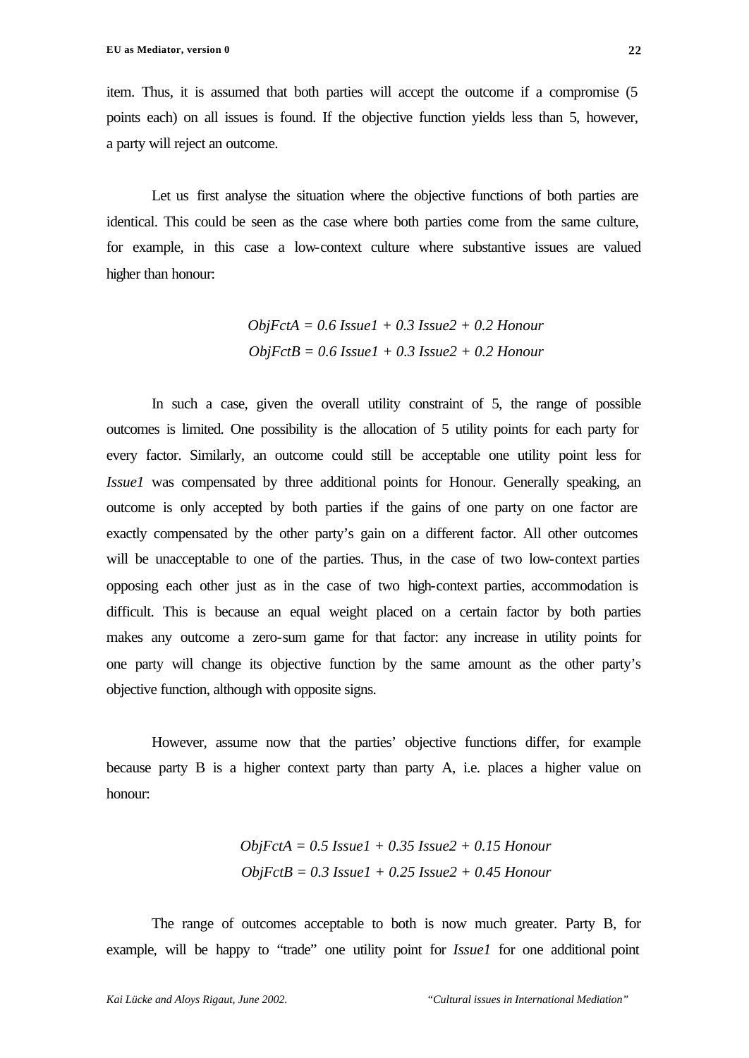item. Thus, it is assumed that both parties will accept the outcome if a compromise (5 points each) on all issues is found. If the objective function yields less than 5, however, a party will reject an outcome.

Let us first analyse the situation where the objective functions of both parties are identical. This could be seen as the case where both parties come from the same culture, for example, in this case a low-context culture where substantive issues are valued higher than honour:

$$ObjFctA = 0.6\ Issue1 + 0.3\ Issue2 + 0.2\ Honour$$
$$ObjFctB = 0.6\ Issue1 + 0.3\ Issue2 + 0.2\ Honour$$

In such a case, given the overall utility constraint of 5, the range of possible outcomes is limited. One possibility is the allocation of 5 utility points for each party for every factor. Similarly, an outcome could still be acceptable one utility point less for *Issue1* was compensated by three additional points for Honour. Generally speaking, an outcome is only accepted by both parties if the gains of one party on one factor are exactly compensated by the other party's gain on a different factor. All other outcomes will be unacceptable to one of the parties. Thus, in the case of two low-context parties opposing each other just as in the case of two high-context parties, accommodation is difficult. This is because an equal weight placed on a certain factor by both parties makes any outcome a zero-sum game for that factor: any increase in utility points for one party will change its objective function by the same amount as the other party's objective function, although with opposite signs.

However, assume now that the parties' objective functions differ, for example because party B is a higher context party than party A, i.e. places a higher value on honour:

$$ObjFctA = 0.5\ Issue1 + 0.35\ Issue2 + 0.15\ Honour$$
$$ObjFctB = 0.3\ Issue1 + 0.25\ Issue2 + 0.45\ Honour$$

The range of outcomes acceptable to both is now much greater. Party B, for example, will be happy to "trade" one utility point for *Issue1* for one additional point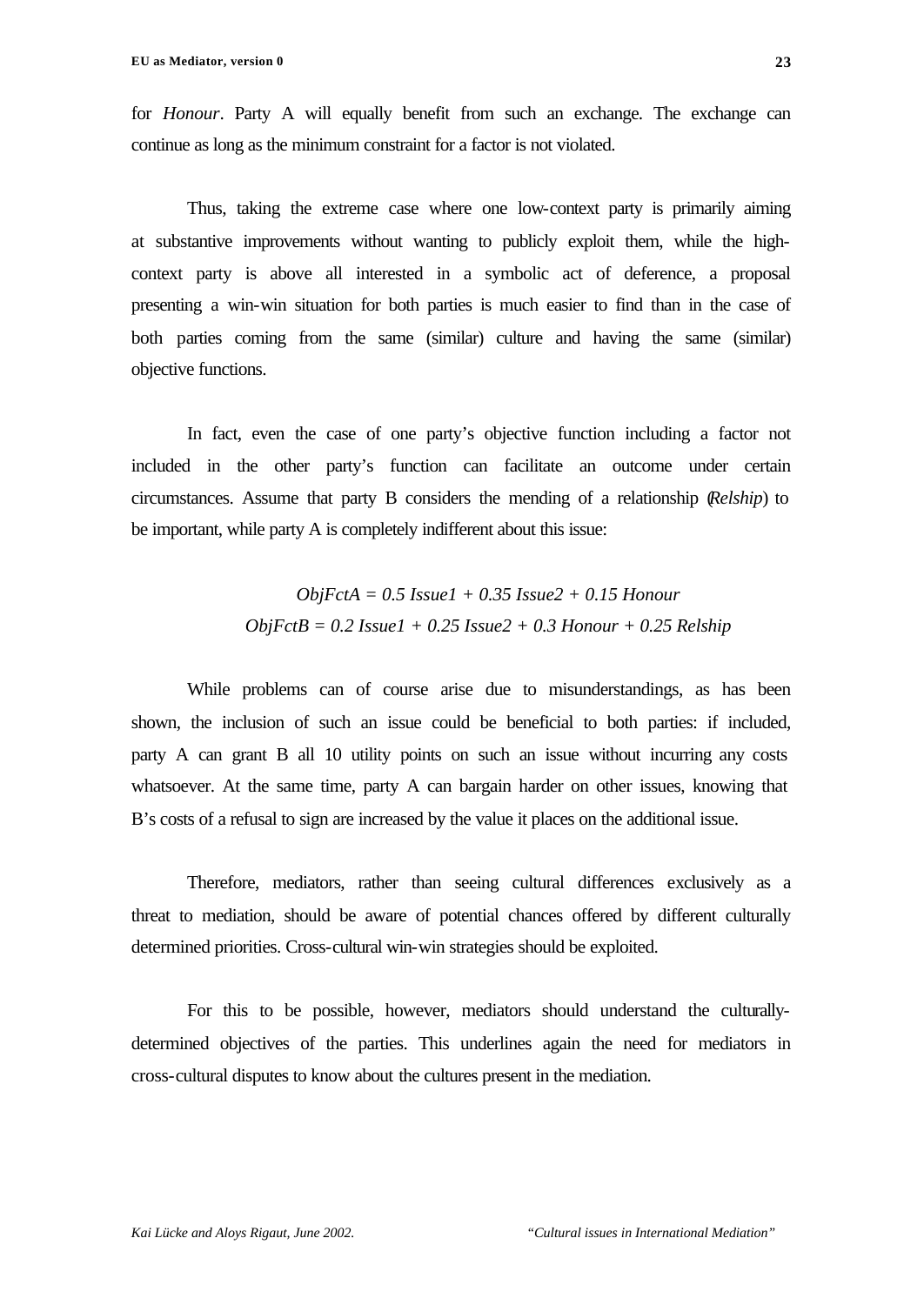for *Honour*. Party A will equally benefit from such an exchange. The exchange can continue as long as the minimum constraint for a factor is not violated.

Thus, taking the extreme case where one low-context party is primarily aiming at substantive improvements without wanting to publicly exploit them, while the high-context party is above all interested in a symbolic act of deference, a proposal presenting a win-win situation for both parties is much easier to find than in the case of both parties coming from the same (similar) culture and having the same (similar) objective functions.

In fact, even the case of one party's objective function including a factor not included in the other party's function can facilitate an outcome under certain circumstances. Assume that party B considers the mending of a relationship (*Relship*) to be important, while party A is completely indifferent about this issue:

$$ObjFctA = 0.5\ Issue1 + 0.35\ Issue2 + 0.15\ Honour$$
$$ObjFctB = 0.2\ Issue1 + 0.25\ Issue2 + 0.3\ Honour + 0.25\ Relship$$

While problems can of course arise due to misunderstandings, as has been shown, the inclusion of such an issue could be beneficial to both parties: if included, party A can grant B all 10 utility points on such an issue without incurring any costs whatsoever. At the same time, party A can bargain harder on other issues, knowing that B's costs of a refusal to sign are increased by the value it places on the additional issue.

Therefore, mediators, rather than seeing cultural differences exclusively as a threat to mediation, should be aware of potential chances offered by different culturally determined priorities. Cross-cultural win-win strategies should be exploited.

For this to be possible, however, mediators should understand the culturally-determined objectives of the parties. This underlines again the need for mediators in cross-cultural disputes to know about the cultures present in the mediation.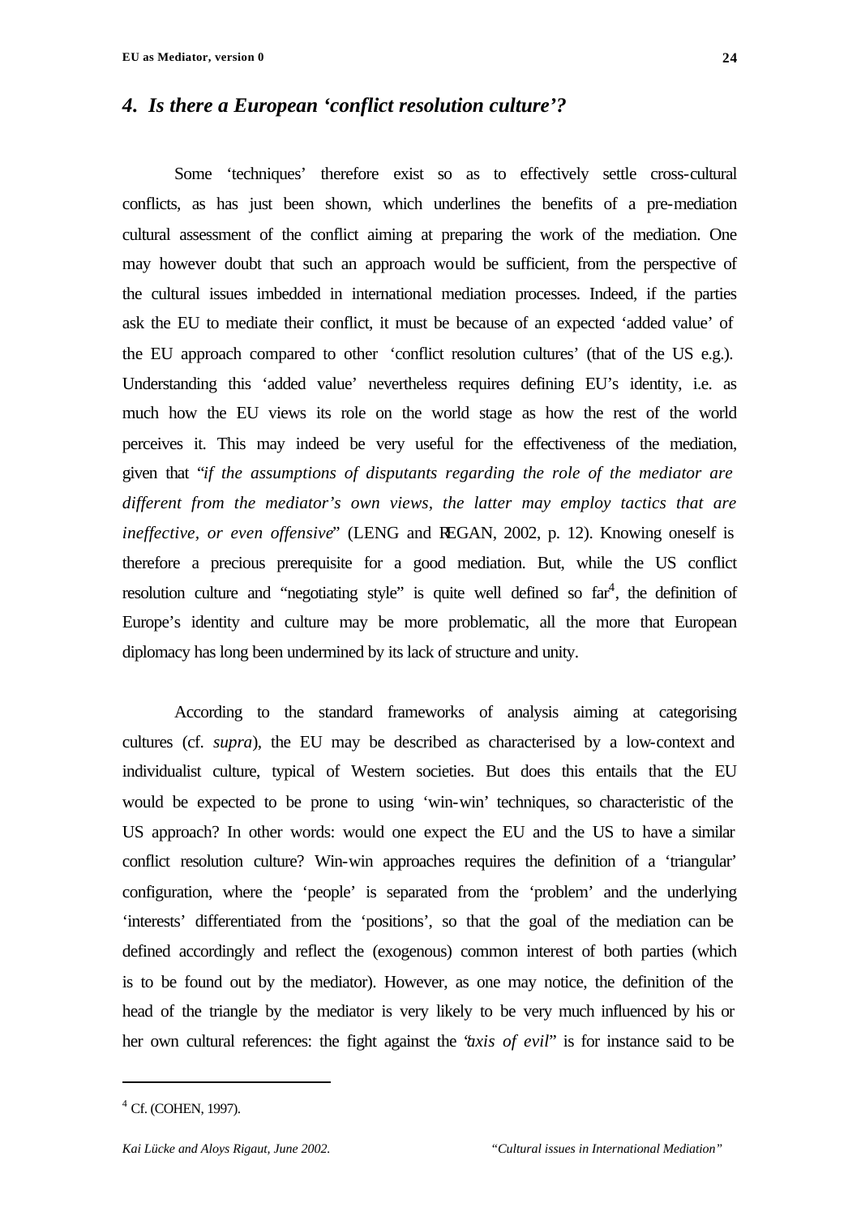## *4. Is there a European 'conflict resolution culture'?*

Some 'techniques' therefore exist so as to effectively settle cross-cultural conflicts, as has just been shown, which underlines the benefits of a pre-mediation cultural assessment of the conflict aiming at preparing the work of the mediation. One may however doubt that such an approach would be sufficient, from the perspective of the cultural issues imbedded in international mediation processes. Indeed, if the parties ask the EU to mediate their conflict, it must be because of an expected 'added value' of the EU approach compared to other 'conflict resolution cultures' (that of the US e.g.). Understanding this 'added value' nevertheless requires defining EU's identity, i.e. as much how the EU views its role on the world stage as how the rest of the world perceives it. This may indeed be very useful for the effectiveness of the mediation, given that "*if the assumptions of disputants regarding the role of the mediator are different from the mediator's own views, the latter may employ tactics that are ineffective, or even offensive*" (LENG and REGAN, 2002, p. 12). Knowing oneself is therefore a precious prerequisite for a good mediation. But, while the US conflict resolution culture and "negotiating style" is quite well defined so far[4], the definition of Europe's identity and culture may be more problematic, all the more that European diplomacy has long been undermined by its lack of structure and unity.

According to the standard frameworks of analysis aiming at categorising cultures (cf. *supra*), the EU may be described as characterised by a low-context and individualist culture, typical of Western societies. But does this entails that the EU would be expected to be prone to using 'win-win' techniques, so characteristic of the US approach? In other words: would one expect the EU and the US to have a similar conflict resolution culture? Win-win approaches requires the definition of a 'triangular' configuration, where the 'people' is separated from the 'problem' and the underlying 'interests' differentiated from the 'positions', so that the goal of the mediation can be defined accordingly and reflect the (exogenous) common interest of both parties (which is to be found out by the mediator). However, as one may notice, the definition of the head of the triangle by the mediator is very likely to be very much influenced by his or her own cultural references: the fight against the "*axis of evil*" is for instance said to be

---

[4] Cf. (COHEN, 1997).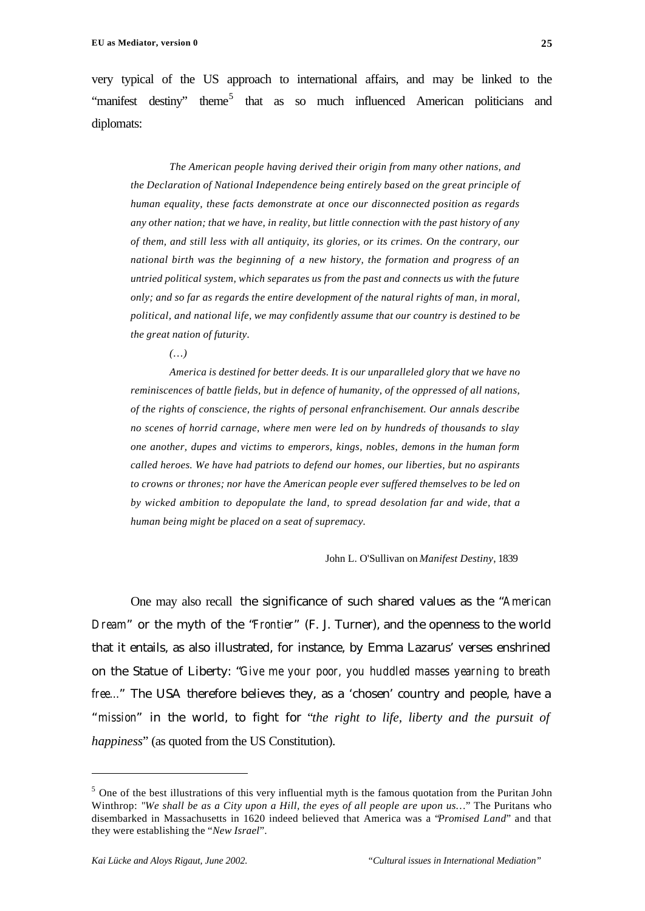very typical of the US approach to international affairs, and may be linked to the "manifest destiny" theme[5] that as so much influenced American politicians and diplomats:

> *The American people having derived their origin from many other nations, and the Declaration of National Independence being entirely based on the great principle of human equality, these facts demonstrate at once our disconnected position as regards any other nation; that we have, in reality, but little connection with the past history of any of them, and still less with all antiquity, its glories, or its crimes. On the contrary, our national birth was the beginning of a new history, the formation and progress of an untried political system, which separates us from the past and connects us with the future only; and so far as regards the entire development of the natural rights of man, in moral, political, and national life, we may confidently assume that our country is destined to be the great nation of futurity.*
>
> *(…)*
>
> *America is destined for better deeds. It is our unparalleled glory that we have no reminiscences of battle fields, but in defence of humanity, of the oppressed of all nations, of the rights of conscience, the rights of personal enfranchisement. Our annals describe no scenes of horrid carnage, where men were led on by hundreds of thousands to slay one another, dupes and victims to emperors, kings, nobles, demons in the human form called heroes. We have had patriots to defend our homes, our liberties, but no aspirants to crowns or thrones; nor have the American people ever suffered themselves to be led on by wicked ambition to depopulate the land, to spread desolation far and wide, that a human being might be placed on a seat of supremacy.*
>
> John L. O'Sullivan on *Manifest Destiny*, 1839

One may also recall the significance of such shared values as the "*American Dream*" or the myth of the "*Frontier*" (F. J. Turner), and the openness to the world that it entails, as also illustrated, for instance, by Emma Lazarus' verses enshrined on the Statue of Liberty: "*Give me your poor, you huddled masses yearning to breath free…*" The USA therefore believes they, as a 'chosen' country and people, have a "*mission*" in the world, to fight for "*the right to life, liberty and the pursuit of happiness*" (as quoted from the US Constitution).

---

[5] One of the best illustrations of this very influential myth is the famous quotation from the Puritan John Winthrop: "*We shall be as a City upon a Hill, the eyes of all people are upon us…*" The Puritans who disembarked in Massachusetts in 1620 indeed believed that America was a "*Promised Land*" and that they were establishing the "*New Israel*".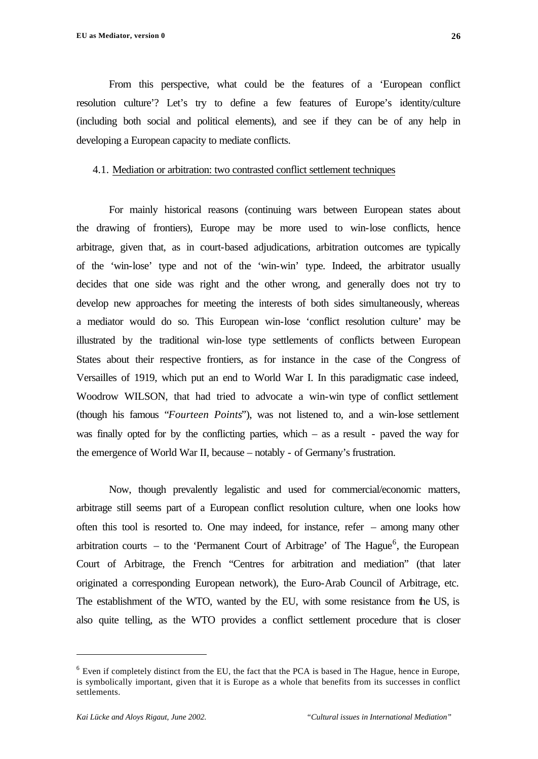From this perspective, what could be the features of a 'European conflict resolution culture'? Let's try to define a few features of Europe's identity/culture (including both social and political elements), and see if they can be of any help in developing a European capacity to mediate conflicts.

### 4.1. Mediation or arbitration: two contrasted conflict settlement techniques

For mainly historical reasons (continuing wars between European states about the drawing of frontiers), Europe may be more used to win-lose conflicts, hence arbitrage, given that, as in court-based adjudications, arbitration outcomes are typically of the 'win-lose' type and not of the 'win-win' type. Indeed, the arbitrator usually decides that one side was right and the other wrong, and generally does not try to develop new approaches for meeting the interests of both sides simultaneously, whereas a mediator would do so. This European win-lose 'conflict resolution culture' may be illustrated by the traditional win-lose type settlements of conflicts between European States about their respective frontiers, as for instance in the case of the Congress of Versailles of 1919, which put an end to World War I. In this paradigmatic case indeed, Woodrow WILSON, that had tried to advocate a win-win type of conflict settlement (though his famous "*Fourteen Points*"), was not listened to, and a win-lose settlement was finally opted for by the conflicting parties, which – as a result - paved the way for the emergence of World War II, because – notably - of Germany's frustration.

Now, though prevalently legalistic and used for commercial/economic matters, arbitrage still seems part of a European conflict resolution culture, when one looks how often this tool is resorted to. One may indeed, for instance, refer – among many other arbitration courts – to the 'Permanent Court of Arbitrage' of The Hague[6], the European Court of Arbitrage, the French "Centres for arbitration and mediation" (that later originated a corresponding European network), the Euro-Arab Council of Arbitrage, etc. The establishment of the WTO, wanted by the EU, with some resistance from the US, is also quite telling, as the WTO provides a conflict settlement procedure that is closer

---

[6] Even if completely distinct from the EU, the fact that the PCA is based in The Hague, hence in Europe, is symbolically important, given that it is Europe as a whole that benefits from its successes in conflict settlements.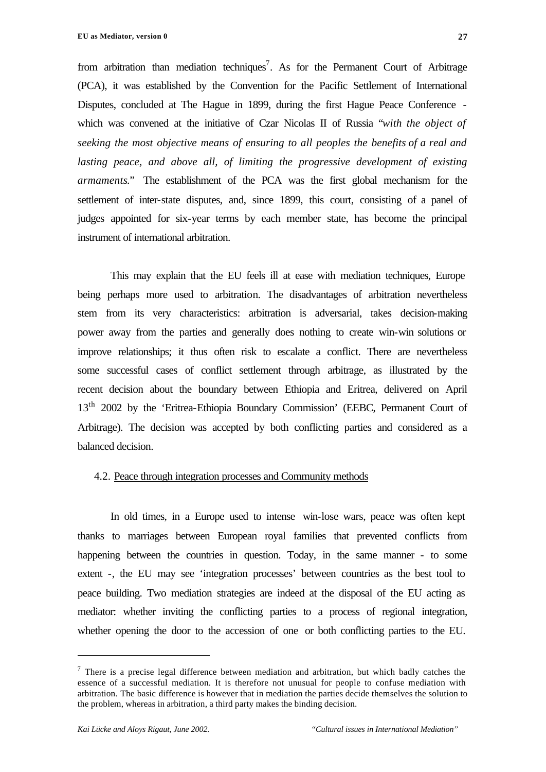from arbitration than mediation techniques[7]. As for the Permanent Court of Arbitrage (PCA), it was established by the Convention for the Pacific Settlement of International Disputes, concluded at The Hague in 1899, during the first Hague Peace Conference - which was convened at the initiative of Czar Nicolas II of Russia "*with the object of seeking the most objective means of ensuring to all peoples the benefits of a real and lasting peace, and above all, of limiting the progressive development of existing armaments.*" The establishment of the PCA was the first global mechanism for the settlement of inter-state disputes, and, since 1899, this court, consisting of a panel of judges appointed for six-year terms by each member state, has become the principal instrument of international arbitration.

This may explain that the EU feels ill at ease with mediation techniques, Europe being perhaps more used to arbitration. The disadvantages of arbitration nevertheless stem from its very characteristics: arbitration is adversarial, takes decision-making power away from the parties and generally does nothing to create win-win solutions or improve relationships; it thus often risk to escalate a conflict. There are nevertheless some successful cases of conflict settlement through arbitrage, as illustrated by the recent decision about the boundary between Ethiopia and Eritrea, delivered on April 13th 2002 by the 'Eritrea-Ethiopia Boundary Commission' (EEBC, Permanent Court of Arbitrage). The decision was accepted by both conflicting parties and considered as a balanced decision.

### 4.2. Peace through integration processes and Community methods

In old times, in a Europe used to intense win-lose wars, peace was often kept thanks to marriages between European royal families that prevented conflicts from happening between the countries in question. Today, in the same manner - to some extent -, the EU may see 'integration processes' between countries as the best tool to peace building. Two mediation strategies are indeed at the disposal of the EU acting as mediator: whether inviting the conflicting parties to a process of regional integration, whether opening the door to the accession of one or both conflicting parties to the EU.

---

[7] There is a precise legal difference between mediation and arbitration, but which badly catches the essence of a successful mediation. It is therefore not unusual for people to confuse mediation with arbitration. The basic difference is however that in mediation the parties decide themselves the solution to the problem, whereas in arbitration, a third party makes the binding decision.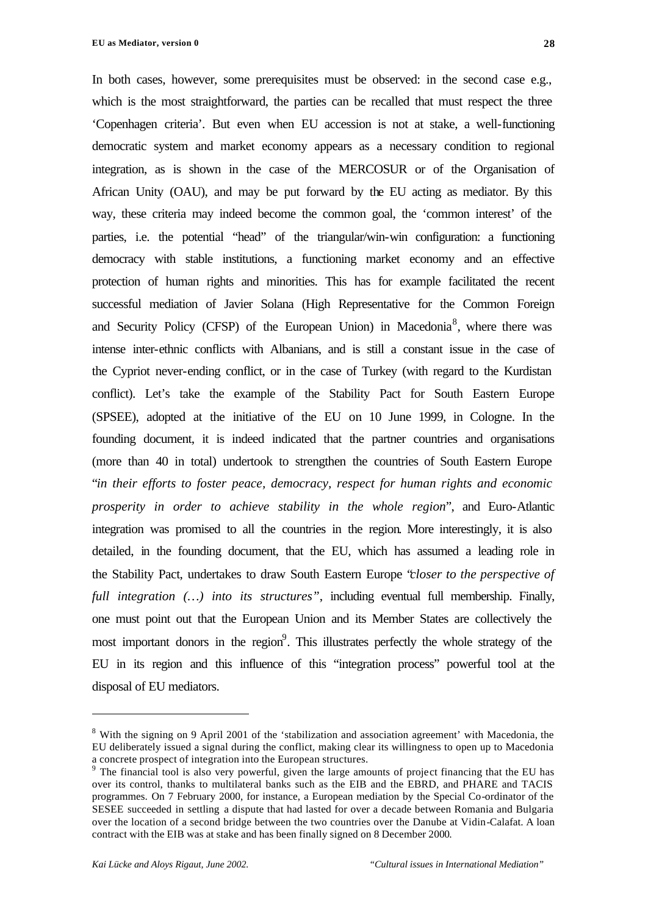In both cases, however, some prerequisites must be observed: in the second case e.g., which is the most straightforward, the parties can be recalled that must respect the three 'Copenhagen criteria'. But even when EU accession is not at stake, a well-functioning democratic system and market economy appears as a necessary condition to regional integration, as is shown in the case of the MERCOSUR or of the Organisation of African Unity (OAU), and may be put forward by the EU acting as mediator. By this way, these criteria may indeed become the common goal, the 'common interest' of the parties, i.e. the potential "head" of the triangular/win-win configuration: a functioning democracy with stable institutions, a functioning market economy and an effective protection of human rights and minorities. This has for example facilitated the recent successful mediation of Javier Solana (High Representative for the Common Foreign and Security Policy (CFSP) of the European Union) in Macedonia[8], where there was intense inter-ethnic conflicts with Albanians, and is still a constant issue in the case of the Cypriot never-ending conflict, or in the case of Turkey (with regard to the Kurdistan conflict). Let's take the example of the Stability Pact for South Eastern Europe (SPSEE), adopted at the initiative of the EU on 10 June 1999, in Cologne. In the founding document, it is indeed indicated that the partner countries and organisations (more than 40 in total) undertook to strengthen the countries of South Eastern Europe "*in their efforts to foster peace, democracy, respect for human rights and economic prosperity in order to achieve stability in the whole region*", and Euro-Atlantic integration was promised to all the countries in the region. More interestingly, it is also detailed, in the founding document, that the EU, which has assumed a leading role in the Stability Pact, undertakes to draw South Eastern Europe "*closer to the perspective of full integration (…) into its structures*", including eventual full membership. Finally, one must point out that the European Union and its Member States are collectively the most important donors in the region[9]. This illustrates perfectly the whole strategy of the EU in its region and this influence of this "integration process" powerful tool at the disposal of EU mediators.

---

[8] With the signing on 9 April 2001 of the 'stabilization and association agreement' with Macedonia, the EU deliberately issued a signal during the conflict, making clear its willingness to open up to Macedonia a concrete prospect of integration into the European structures.

[9] The financial tool is also very powerful, given the large amounts of project financing that the EU has over its control, thanks to multilateral banks such as the EIB and the EBRD, and PHARE and TACIS programmes. On 7 February 2000, for instance, a European mediation by the Special Co-ordinator of the SESEE succeeded in settling a dispute that had lasted for over a decade between Romania and Bulgaria over the location of a second bridge between the two countries over the Danube at Vidin-Calafat. A loan contract with the EIB was at stake and has been finally signed on 8 December 2000.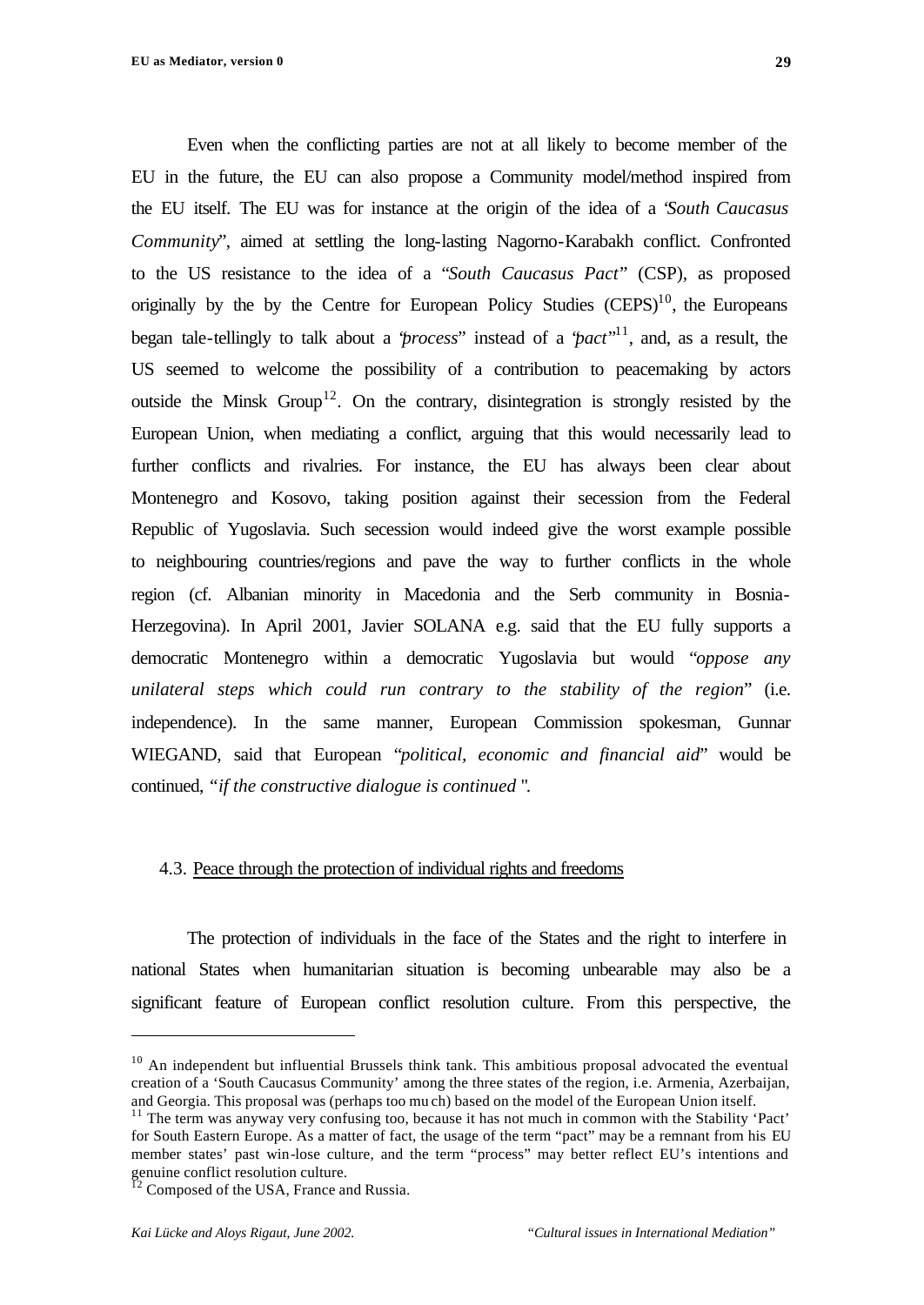Even when the conflicting parties are not at all likely to become member of the EU in the future, the EU can also propose a Community model/method inspired from the EU itself. The EU was for instance at the origin of the idea of a "*South Caucasus Community*", aimed at settling the long-lasting Nagorno-Karabakh conflict. Confronted to the US resistance to the idea of a "*South Caucasus Pact*" (CSP), as proposed originally by the by the Centre for European Policy Studies (CEPS)[10], the Europeans began tale-tellingly to talk about a "*process*" instead of a "*pact*"[11], and, as a result, the US seemed to welcome the possibility of a contribution to peacemaking by actors outside the Minsk Group[12]. On the contrary, disintegration is strongly resisted by the European Union, when mediating a conflict, arguing that this would necessarily lead to further conflicts and rivalries. For instance, the EU has always been clear about Montenegro and Kosovo, taking position against their secession from the Federal Republic of Yugoslavia. Such secession would indeed give the worst example possible to neighbouring countries/regions and pave the way to further conflicts in the whole region (cf. Albanian minority in Macedonia and the Serb community in Bosnia-Herzegovina). In April 2001, Javier SOLANA e.g. said that the EU fully supports a democratic Montenegro within a democratic Yugoslavia but would "*oppose any unilateral steps which could run contrary to the stability of the region*" (i.e. independence). In the same manner, European Commission spokesman, Gunnar WIEGAND, said that European "*political, economic and financial aid*" would be continued, "*if the constructive dialogue is continued*".

### 4.3. Peace through the protection of individual rights and freedoms

The protection of individuals in the face of the States and the right to interfere in national States when humanitarian situation is becoming unbearable may also be a significant feature of European conflict resolution culture. From this perspective, the

---

[10] An independent but influential Brussels think tank. This ambitious proposal advocated the eventual creation of a 'South Caucasus Community' among the three states of the region, i.e. Armenia, Azerbaijan, and Georgia. This proposal was (perhaps too much) based on the model of the European Union itself.

[11] The term was anyway very confusing too, because it has not much in common with the Stability 'Pact' for South Eastern Europe. As a matter of fact, the usage of the term "pact" may be a remnant from his EU member states' past win-lose culture, and the term "process" may better reflect EU's intentions and genuine conflict resolution culture.

[12] Composed of the USA, France and Russia.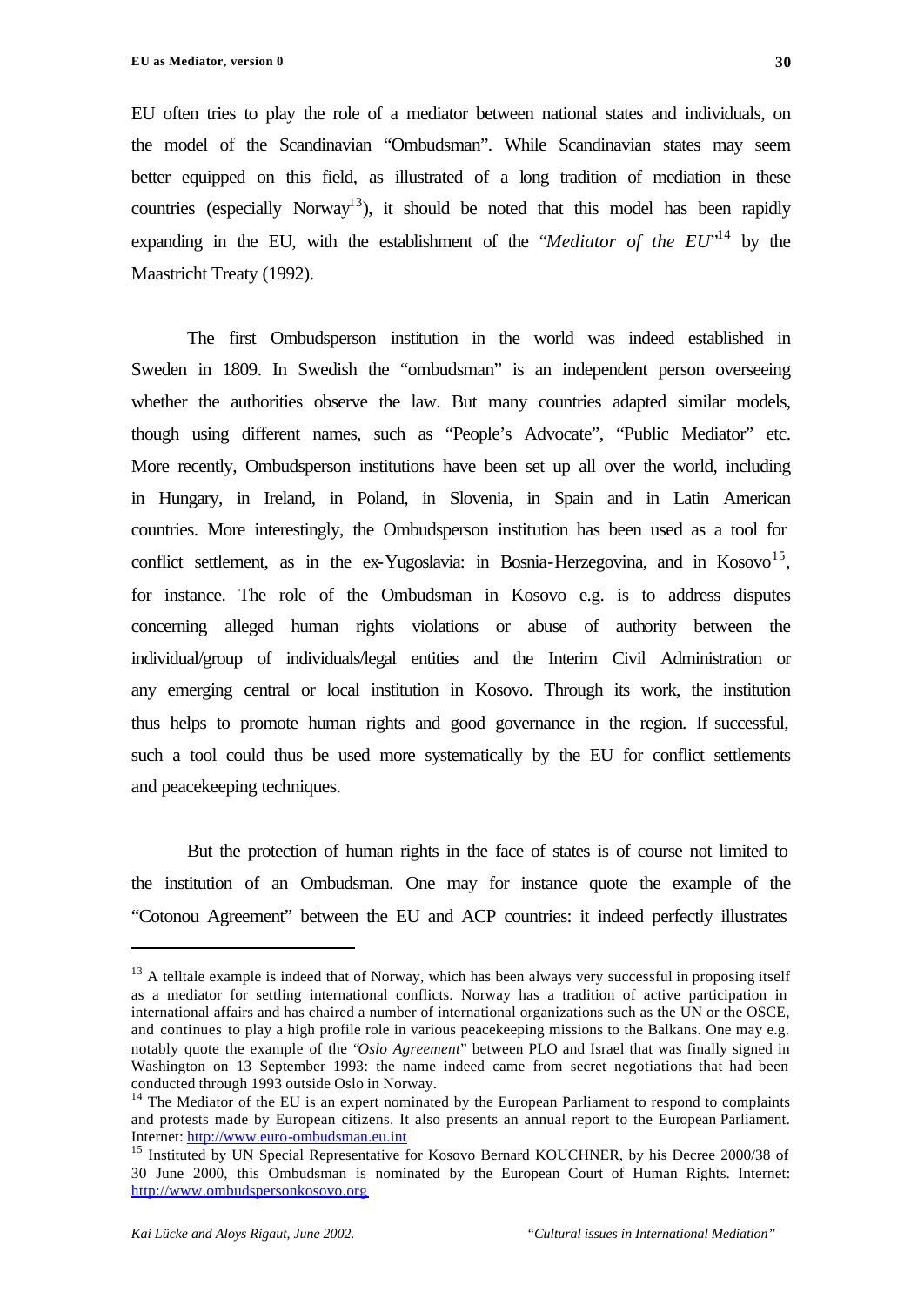EU often tries to play the role of a mediator between national states and individuals, on the model of the Scandinavian "Ombudsman". While Scandinavian states may seem better equipped on this field, as illustrated of a long tradition of mediation in these countries (especially Norway[13]), it should be noted that this model has been rapidly expanding in the EU, with the establishment of the "*Mediator of the EU*"[14] by the Maastricht Treaty (1992).

The first Ombudsperson institution in the world was indeed established in Sweden in 1809. In Swedish the "ombudsman" is an independent person overseeing whether the authorities observe the law. But many countries adapted similar models, though using different names, such as "People's Advocate", "Public Mediator" etc. More recently, Ombudsperson institutions have been set up all over the world, including in Hungary, in Ireland, in Poland, in Slovenia, in Spain and in Latin American countries. More interestingly, the Ombudsperson institution has been used as a tool for conflict settlement, as in the ex-Yugoslavia: in Bosnia-Herzegovina, and in Kosovo[15], for instance. The role of the Ombudsman in Kosovo e.g. is to address disputes concerning alleged human rights violations or abuse of authority between the individual/group of individuals/legal entities and the Interim Civil Administration or any emerging central or local institution in Kosovo. Through its work, the institution thus helps to promote human rights and good governance in the region. If successful, such a tool could thus be used more systematically by the EU for conflict settlements and peacekeeping techniques.

But the protection of human rights in the face of states is of course not limited to the institution of an Ombudsman. One may for instance quote the example of the "Cotonou Agreement" between the EU and ACP countries: it indeed perfectly illustrates

---

[13] A telltale example is indeed that of Norway, which has been always very successful in proposing itself as a mediator for settling international conflicts. Norway has a tradition of active participation in international affairs and has chaired a number of international organizations such as the UN or the OSCE, and continues to play a high profile role in various peacekeeping missions to the Balkans. One may e.g. notably quote the example of the "*Oslo Agreement*" between PLO and Israel that was finally signed in Washington on 13 September 1993: the name indeed came from secret negotiations that had been conducted through 1993 outside Oslo in Norway.

[14] The Mediator of the EU is an expert nominated by the European Parliament to respond to complaints and protests made by European citizens. It also presents an annual report to the European Parliament. Internet: http://www.euro-ombudsman.eu.int

[15] Instituted by UN Special Representative for Kosovo Bernard KOUCHNER, by his Decree 2000/38 of 30 June 2000, this Ombudsman is nominated by the European Court of Human Rights. Internet: http://www.ombudspersonkosovo.org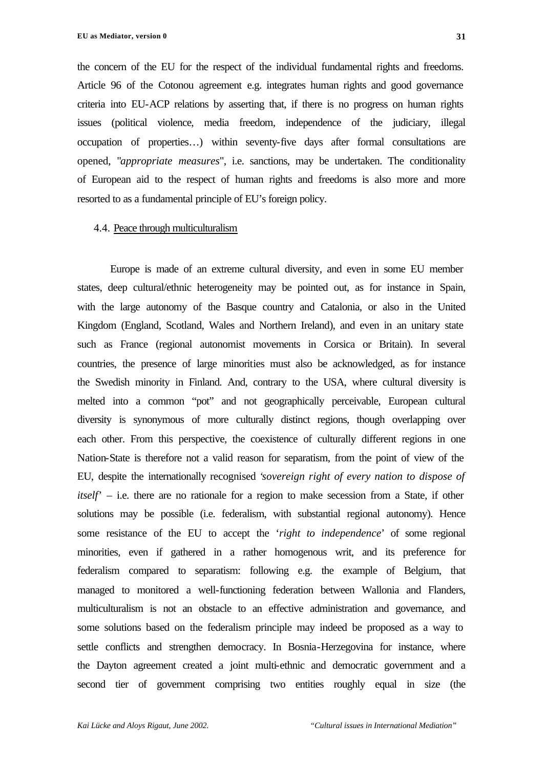the concern of the EU for the respect of the individual fundamental rights and freedoms. Article 96 of the Cotonou agreement e.g. integrates human rights and good governance criteria into EU-ACP relations by asserting that, if there is no progress on human rights issues (political violence, media freedom, independence of the judiciary, illegal occupation of properties…) within seventy-five days after formal consultations are opened, "*appropriate measures*", i.e. sanctions, may be undertaken. The conditionality of European aid to the respect of human rights and freedoms is also more and more resorted to as a fundamental principle of EU's foreign policy.

### 4.4. Peace through multiculturalism

Europe is made of an extreme cultural diversity, and even in some EU member states, deep cultural/ethnic heterogeneity may be pointed out, as for instance in Spain, with the large autonomy of the Basque country and Catalonia, or also in the United Kingdom (England, Scotland, Wales and Northern Ireland), and even in an unitary state such as France (regional autonomist movements in Corsica or Britain). In several countries, the presence of large minorities must also be acknowledged, as for instance the Swedish minority in Finland. And, contrary to the USA, where cultural diversity is melted into a common "pot" and not geographically perceivable, European cultural diversity is synonymous of more culturally distinct regions, though overlapping over each other. From this perspective, the coexistence of culturally different regions in one Nation-State is therefore not a valid reason for separatism, from the point of view of the EU, despite the internationally recognised '*sovereign right of every nation to dispose of itself*' – i.e. there are no rationale for a region to make secession from a State, if other solutions may be possible (i.e. federalism, with substantial regional autonomy). Hence some resistance of the EU to accept the '*right to independence*' of some regional minorities, even if gathered in a rather homogenous writ, and its preference for federalism compared to separatism: following e.g. the example of Belgium, that managed to monitored a well-functioning federation between Wallonia and Flanders, multiculturalism is not an obstacle to an effective administration and governance, and some solutions based on the federalism principle may indeed be proposed as a way to settle conflicts and strengthen democracy. In Bosnia-Herzegovina for instance, where the Dayton agreement created a joint multi-ethnic and democratic government and a second tier of government comprising two entities roughly equal in size (the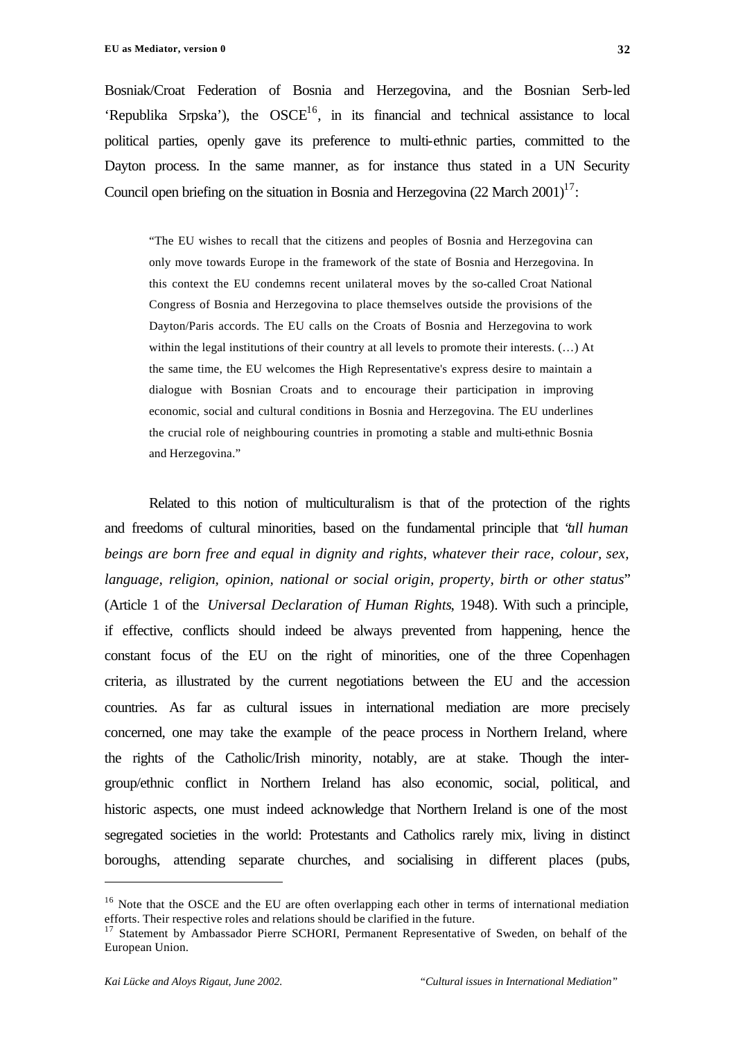Bosniak/Croat Federation of Bosnia and Herzegovina, and the Bosnian Serb-led 'Republika Srpska'), the OSCE[16], in its financial and technical assistance to local political parties, openly gave its preference to multi-ethnic parties, committed to the Dayton process. In the same manner, as for instance thus stated in a UN Security Council open briefing on the situation in Bosnia and Herzegovina (22 March 2001)[17]:

> "The EU wishes to recall that the citizens and peoples of Bosnia and Herzegovina can only move towards Europe in the framework of the state of Bosnia and Herzegovina. In this context the EU condemns recent unilateral moves by the so-called Croat National Congress of Bosnia and Herzegovina to place themselves outside the provisions of the Dayton/Paris accords. The EU calls on the Croats of Bosnia and Herzegovina to work within the legal institutions of their country at all levels to promote their interests. (…) At the same time, the EU welcomes the High Representative's express desire to maintain a dialogue with Bosnian Croats and to encourage their participation in improving economic, social and cultural conditions in Bosnia and Herzegovina. The EU underlines the crucial role of neighbouring countries in promoting a stable and multi-ethnic Bosnia and Herzegovina."

Related to this notion of multiculturalism is that of the protection of the rights and freedoms of cultural minorities, based on the fundamental principle that "*all human beings are born free and equal in dignity and rights, whatever their race, colour, sex, language, religion, opinion, national or social origin, property, birth or other status*" (Article 1 of the *Universal Declaration of Human Rights*, 1948). With such a principle, if effective, conflicts should indeed be always prevented from happening, hence the constant focus of the EU on the right of minorities, one of the three Copenhagen criteria, as illustrated by the current negotiations between the EU and the accession countries. As far as cultural issues in international mediation are more precisely concerned, one may take the example of the peace process in Northern Ireland, where the rights of the Catholic/Irish minority, notably, are at stake. Though the inter-group/ethnic conflict in Northern Ireland has also economic, social, political, and historic aspects, one must indeed acknowledge that Northern Ireland is one of the most segregated societies in the world: Protestants and Catholics rarely mix, living in distinct boroughs, attending separate churches, and socialising in different places (pubs,

---

[16] Note that the OSCE and the EU are often overlapping each other in terms of international mediation efforts. Their respective roles and relations should be clarified in the future.

[17] Statement by Ambassador Pierre SCHORI, Permanent Representative of Sweden, on behalf of the European Union.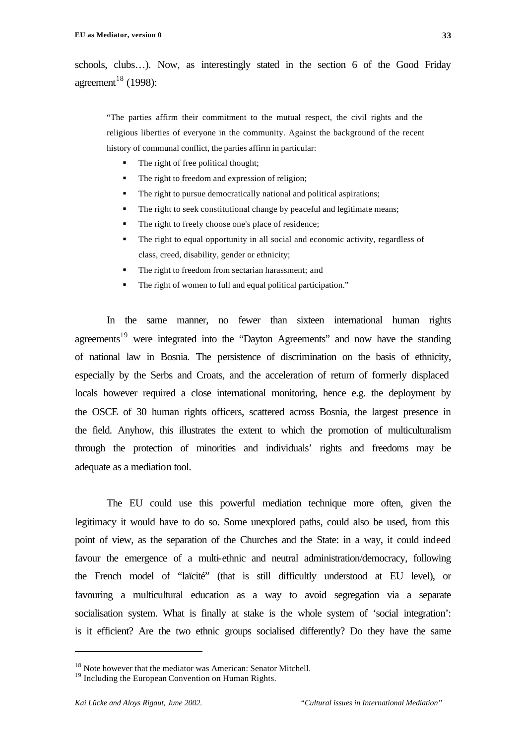schools, clubs…). Now, as interestingly stated in the section 6 of the Good Friday agreement[18] (1998):

> "The parties affirm their commitment to the mutual respect, the civil rights and the religious liberties of everyone in the community. Against the background of the recent history of communal conflict, the parties affirm in particular:
>
> - The right of free political thought;
> - The right to freedom and expression of religion;
> - The right to pursue democratically national and political aspirations;
> - The right to seek constitutional change by peaceful and legitimate means;
> - The right to freely choose one's place of residence;
> - The right to equal opportunity in all social and economic activity, regardless of class, creed, disability, gender or ethnicity;
> - The right to freedom from sectarian harassment; and
> - The right of women to full and equal political participation."

In the same manner, no fewer than sixteen international human rights agreements[19] were integrated into the "Dayton Agreements" and now have the standing of national law in Bosnia. The persistence of discrimination on the basis of ethnicity, especially by the Serbs and Croats, and the acceleration of return of formerly displaced locals however required a close international monitoring, hence e.g. the deployment by the OSCE of 30 human rights officers, scattered across Bosnia, the largest presence in the field. Anyhow, this illustrates the extent to which the promotion of multiculturalism through the protection of minorities and individuals' rights and freedoms may be adequate as a mediation tool.

The EU could use this powerful mediation technique more often, given the legitimacy it would have to do so. Some unexplored paths, could also be used, from this point of view, as the separation of the Churches and the State: in a way, it could indeed favour the emergence of a multi-ethnic and neutral administration/democracy, following the French model of "laïcité" (that is still difficultly understood at EU level), or favouring a multicultural education as a way to avoid segregation via a separate socialisation system. What is finally at stake is the whole system of 'social integration': is it efficient? Are the two ethnic groups socialised differently? Do they have the same

---

[18] Note however that the mediator was American: Senator Mitchell.

[19] Including the European Convention on Human Rights.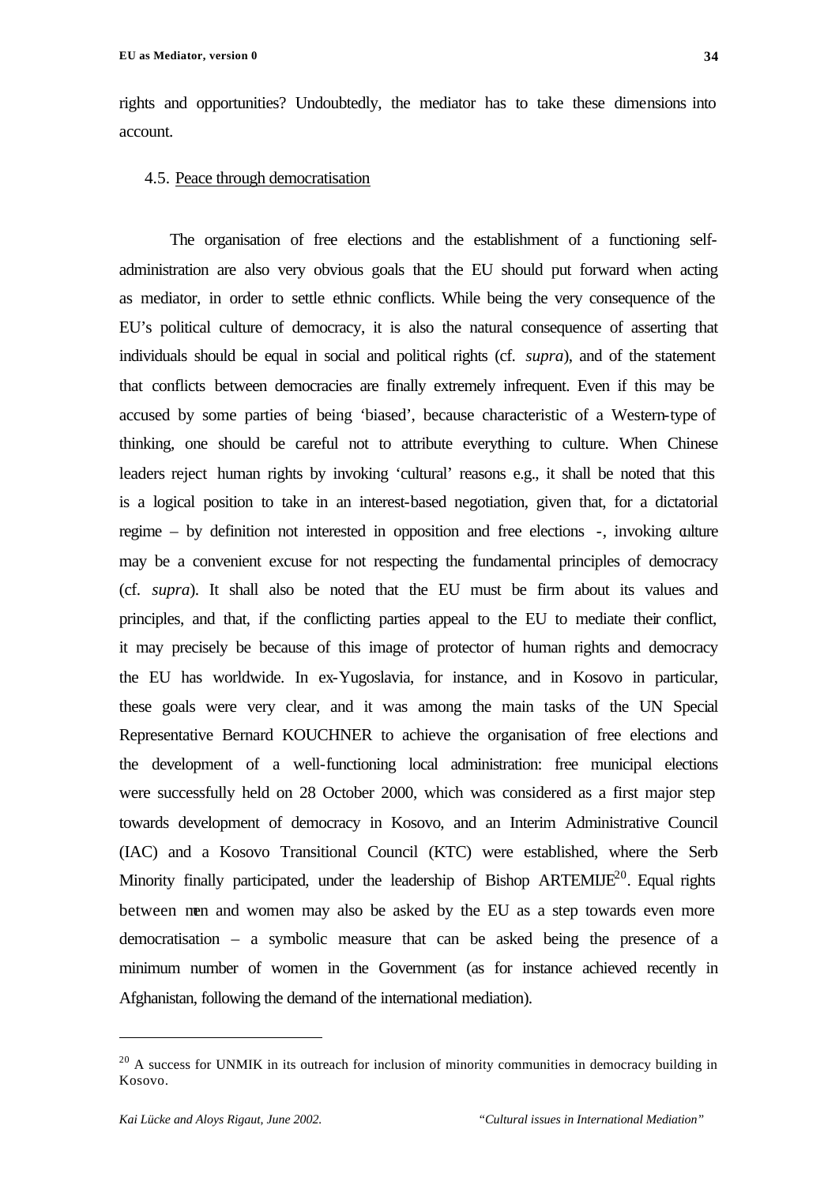rights and opportunities? Undoubtedly, the mediator has to take these dimensions into account.

### 4.5. Peace through democratisation

The organisation of free elections and the establishment of a functioning self-administration are also very obvious goals that the EU should put forward when acting as mediator, in order to settle ethnic conflicts. While being the very consequence of the EU's political culture of democracy, it is also the natural consequence of asserting that individuals should be equal in social and political rights (cf. *supra*), and of the statement that conflicts between democracies are finally extremely infrequent. Even if this may be accused by some parties of being 'biased', because characteristic of a Western-type of thinking, one should be careful not to attribute everything to culture. When Chinese leaders reject human rights by invoking 'cultural' reasons e.g., it shall be noted that this is a logical position to take in an interest-based negotiation, given that, for a dictatorial regime – by definition not interested in opposition and free elections -, invoking culture may be a convenient excuse for not respecting the fundamental principles of democracy (cf. *supra*). It shall also be noted that the EU must be firm about its values and principles, and that, if the conflicting parties appeal to the EU to mediate their conflict, it may precisely be because of this image of protector of human rights and democracy the EU has worldwide. In ex-Yugoslavia, for instance, and in Kosovo in particular, these goals were very clear, and it was among the main tasks of the UN Special Representative Bernard KOUCHNER to achieve the organisation of free elections and the development of a well-functioning local administration: free municipal elections were successfully held on 28 October 2000, which was considered as a first major step towards development of democracy in Kosovo, and an Interim Administrative Council (IAC) and a Kosovo Transitional Council (KTC) were established, where the Serb Minority finally participated, under the leadership of Bishop ARTEMIJE[20]. Equal rights between men and women may also be asked by the EU as a step towards even more democratisation – a symbolic measure that can be asked being the presence of a minimum number of women in the Government (as for instance achieved recently in Afghanistan, following the demand of the international mediation).

---

[20] A success for UNMIK in its outreach for inclusion of minority communities in democracy building in Kosovo.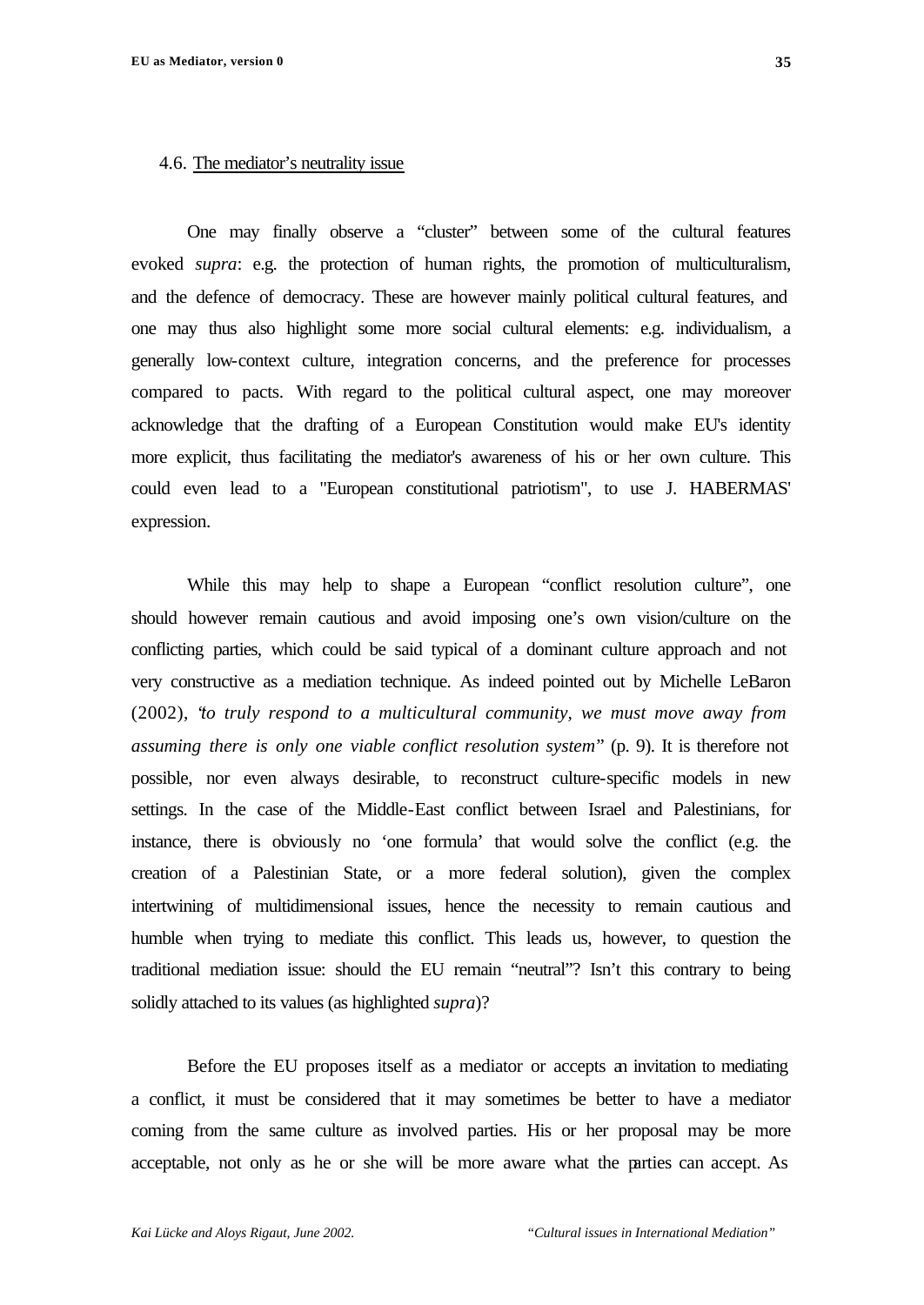### 4.6. The mediator's neutrality issue

One may finally observe a "cluster" between some of the cultural features evoked *supra*: e.g. the protection of human rights, the promotion of multiculturalism, and the defence of democracy. These are however mainly political cultural features, and one may thus also highlight some more social cultural elements: e.g. individualism, a generally low-context culture, integration concerns, and the preference for processes compared to pacts. With regard to the political cultural aspect, one may moreover acknowledge that the drafting of a European Constitution would make EU's identity more explicit, thus facilitating the mediator's awareness of his or her own culture. This could even lead to a "European constitutional patriotism", to use J. HABERMAS' expression.

While this may help to shape a European "conflict resolution culture", one should however remain cautious and avoid imposing one's own vision/culture on the conflicting parties, which could be said typical of a dominant culture approach and not very constructive as a mediation technique. As indeed pointed out by Michelle LeBaron (2002), "*to truly respond to a multicultural community, we must move away from assuming there is only one viable conflict resolution system*" (p. 9). It is therefore not possible, nor even always desirable, to reconstruct culture-specific models in new settings. In the case of the Middle-East conflict between Israel and Palestinians, for instance, there is obviously no 'one formula' that would solve the conflict (e.g. the creation of a Palestinian State, or a more federal solution), given the complex intertwining of multidimensional issues, hence the necessity to remain cautious and humble when trying to mediate this conflict. This leads us, however, to question the traditional mediation issue: should the EU remain "neutral"? Isn't this contrary to being solidly attached to its values (as highlighted *supra*)?

Before the EU proposes itself as a mediator or accepts an invitation to mediating a conflict, it must be considered that it may sometimes be better to have a mediator coming from the same culture as involved parties. His or her proposal may be more acceptable, not only as he or she will be more aware what the parties can accept. As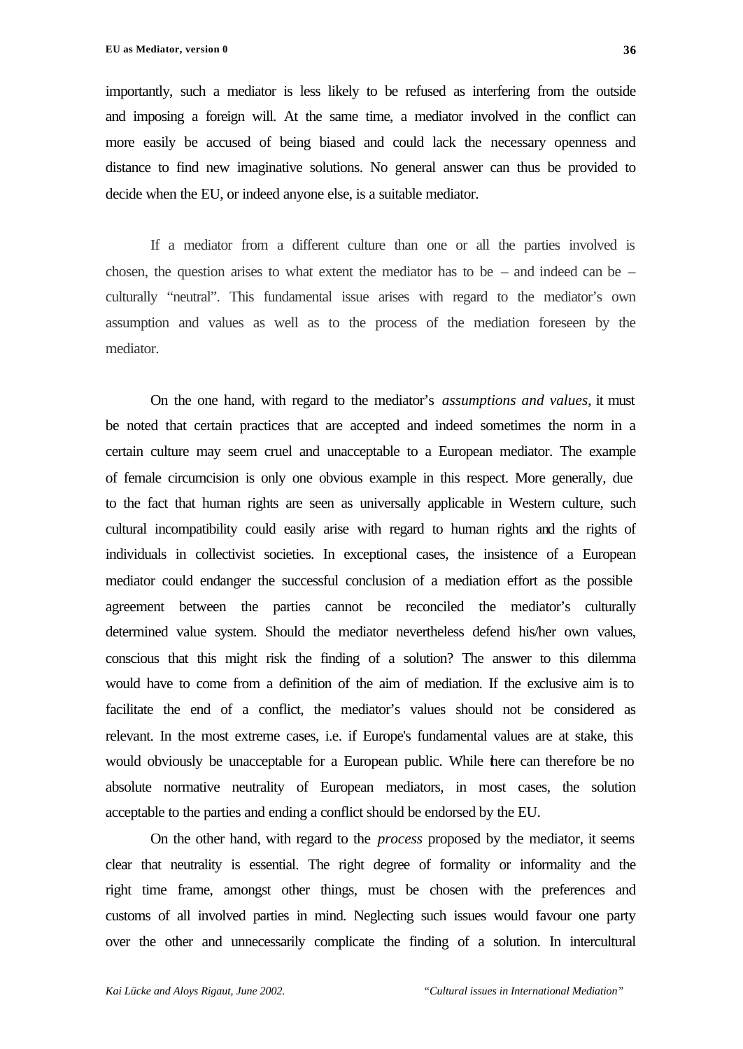importantly, such a mediator is less likely to be refused as interfering from the outside and imposing a foreign will. At the same time, a mediator involved in the conflict can more easily be accused of being biased and could lack the necessary openness and distance to find new imaginative solutions. No general answer can thus be provided to decide when the EU, or indeed anyone else, is a suitable mediator.

If a mediator from a different culture than one or all the parties involved is chosen, the question arises to what extent the mediator has to be – and indeed can be – culturally "neutral". This fundamental issue arises with regard to the mediator's own assumption and values as well as to the process of the mediation foreseen by the mediator.

On the one hand, with regard to the mediator's *assumptions and values*, it must be noted that certain practices that are accepted and indeed sometimes the norm in a certain culture may seem cruel and unacceptable to a European mediator. The example of female circumcision is only one obvious example in this respect. More generally, due to the fact that human rights are seen as universally applicable in Western culture, such cultural incompatibility could easily arise with regard to human rights and the rights of individuals in collectivist societies. In exceptional cases, the insistence of a European mediator could endanger the successful conclusion of a mediation effort as the possible agreement between the parties cannot be reconciled the mediator's culturally determined value system. Should the mediator nevertheless defend his/her own values, conscious that this might risk the finding of a solution? The answer to this dilemma would have to come from a definition of the aim of mediation. If the exclusive aim is to facilitate the end of a conflict, the mediator's values should not be considered as relevant. In the most extreme cases, i.e. if Europe's fundamental values are at stake, this would obviously be unacceptable for a European public. While there can therefore be no absolute normative neutrality of European mediators, in most cases, the solution acceptable to the parties and ending a conflict should be endorsed by the EU.

On the other hand, with regard to the *process* proposed by the mediator, it seems clear that neutrality is essential. The right degree of formality or informality and the right time frame, amongst other things, must be chosen with the preferences and customs of all involved parties in mind. Neglecting such issues would favour one party over the other and unnecessarily complicate the finding of a solution. In intercultural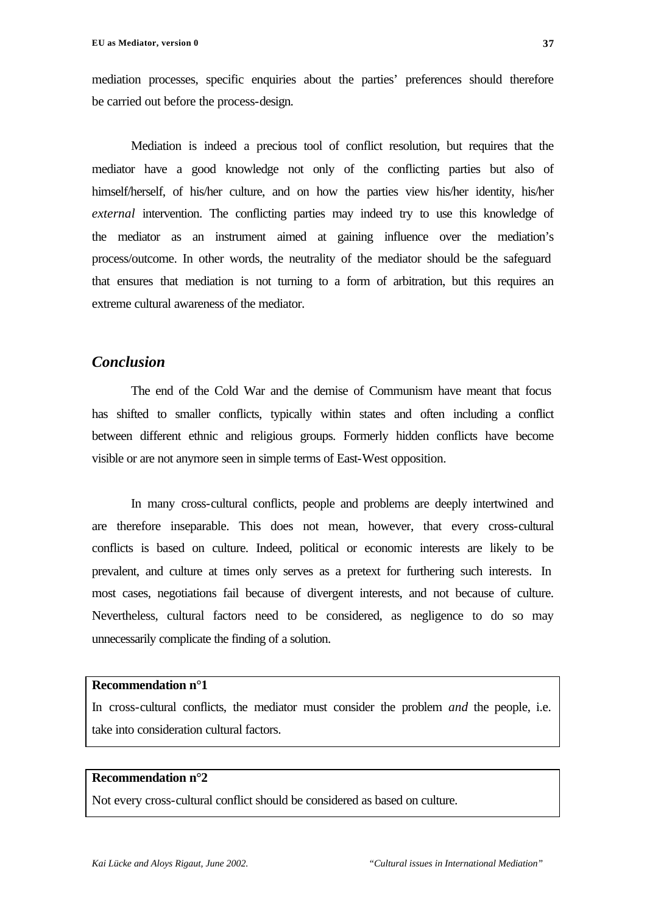mediation processes, specific enquiries about the parties' preferences should therefore be carried out before the process-design.

Mediation is indeed a precious tool of conflict resolution, but requires that the mediator have a good knowledge not only of the conflicting parties but also of himself/herself, of his/her culture, and on how the parties view his/her identity, his/her *external* intervention. The conflicting parties may indeed try to use this knowledge of the mediator as an instrument aimed at gaining influence over the mediation's process/outcome. In other words, the neutrality of the mediator should be the safeguard that ensures that mediation is not turning to a form of arbitration, but this requires an extreme cultural awareness of the mediator.

## *Conclusion*

The end of the Cold War and the demise of Communism have meant that focus has shifted to smaller conflicts, typically within states and often including a conflict between different ethnic and religious groups. Formerly hidden conflicts have become visible or are not anymore seen in simple terms of East-West opposition.

In many cross-cultural conflicts, people and problems are deeply intertwined and are therefore inseparable. This does not mean, however, that every cross-cultural conflicts is based on culture. Indeed, political or economic interests are likely to be prevalent, and culture at times only serves as a pretext for furthering such interests. In most cases, negotiations fail because of divergent interests, and not because of culture. Nevertheless, cultural factors need to be considered, as negligence to do so may unnecessarily complicate the finding of a solution.

**Recommendation n°1**

In cross-cultural conflicts, the mediator must consider the problem *and* the people, i.e. take into consideration cultural factors.

**Recommendation n°2**

Not every cross-cultural conflict should be considered as based on culture.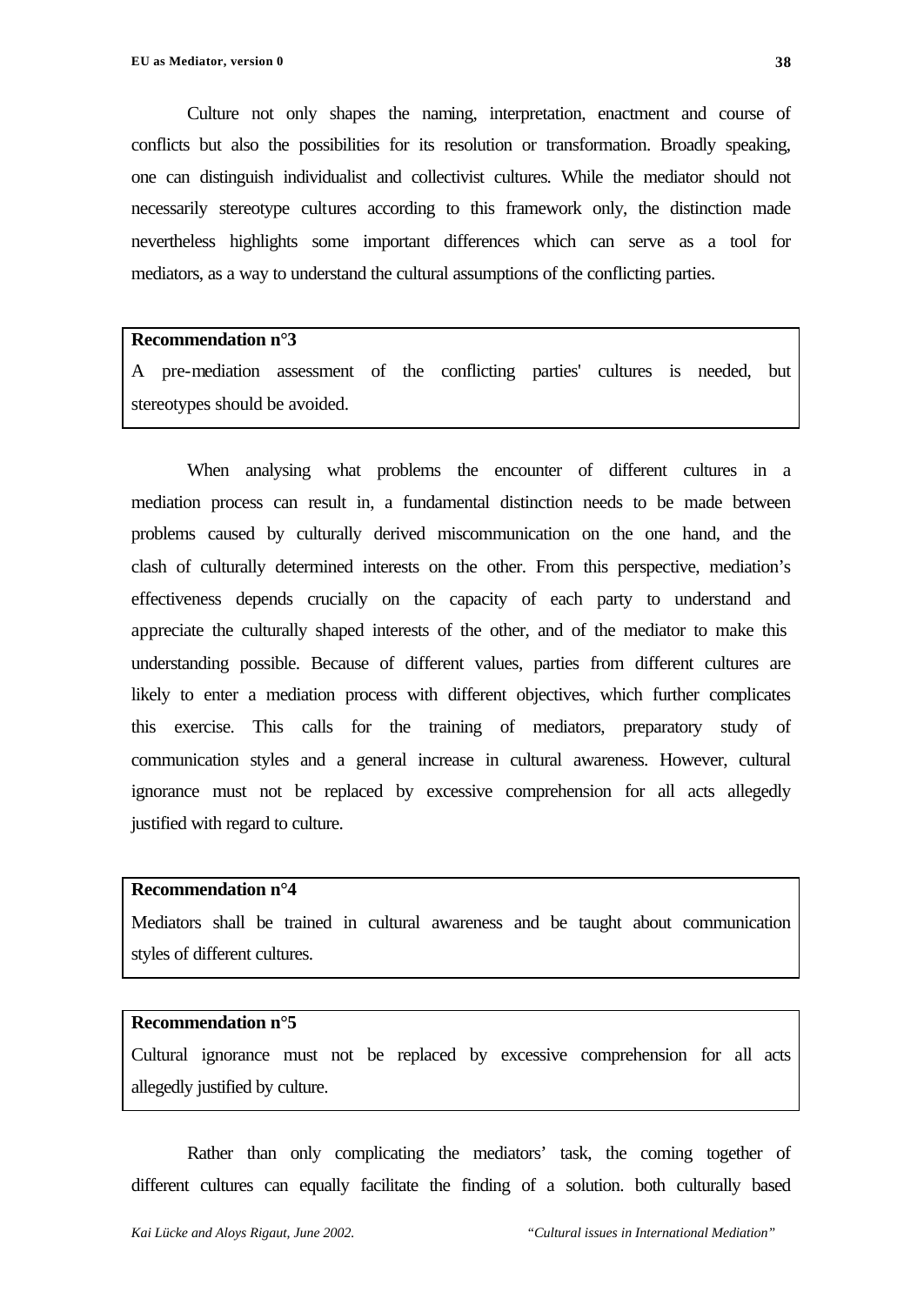Culture not only shapes the naming, interpretation, enactment and course of conflicts but also the possibilities for its resolution or transformation. Broadly speaking, one can distinguish individualist and collectivist cultures. While the mediator should not necessarily stereotype cultures according to this framework only, the distinction made nevertheless highlights some important differences which can serve as a tool for mediators, as a way to understand the cultural assumptions of the conflicting parties.

> **Recommendation n°3**
> A pre-mediation assessment of the conflicting parties' cultures is needed, but stereotypes should be avoided.

When analysing what problems the encounter of different cultures in a mediation process can result in, a fundamental distinction needs to be made between problems caused by culturally derived miscommunication on the one hand, and the clash of culturally determined interests on the other. From this perspective, mediation's effectiveness depends crucially on the capacity of each party to understand and appreciate the culturally shaped interests of the other, and of the mediator to make this understanding possible. Because of different values, parties from different cultures are likely to enter a mediation process with different objectives, which further complicates this exercise. This calls for the training of mediators, preparatory study of communication styles and a general increase in cultural awareness. However, cultural ignorance must not be replaced by excessive comprehension for all acts allegedly justified with regard to culture.

> **Recommendation n°4**
> Mediators shall be trained in cultural awareness and be taught about communication styles of different cultures.

> **Recommendation n°5**
> Cultural ignorance must not be replaced by excessive comprehension for all acts allegedly justified by culture.

Rather than only complicating the mediators' task, the coming together of different cultures can equally facilitate the finding of a solution. both culturally based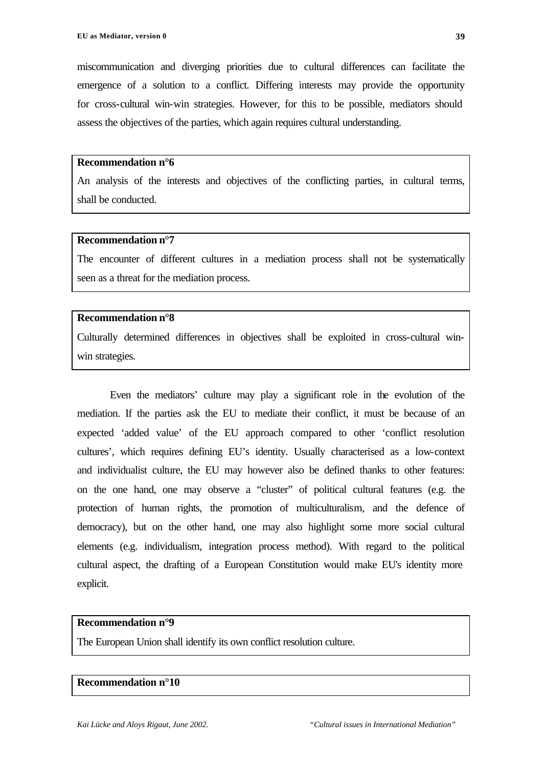miscommunication and diverging priorities due to cultural differences can facilitate the emergence of a solution to a conflict. Differing interests may provide the opportunity for cross-cultural win-win strategies. However, for this to be possible, mediators should assess the objectives of the parties, which again requires cultural understanding.

**Recommendation n°6**

An analysis of the interests and objectives of the conflicting parties, in cultural terms, shall be conducted.

**Recommendation n°7**

The encounter of different cultures in a mediation process shall not be systematically seen as a threat for the mediation process.

**Recommendation n°8**

Culturally determined differences in objectives shall be exploited in cross-cultural win-win strategies.

Even the mediators' culture may play a significant role in the evolution of the mediation. If the parties ask the EU to mediate their conflict, it must be because of an expected 'added value' of the EU approach compared to other 'conflict resolution cultures', which requires defining EU's identity. Usually characterised as a low-context and individualist culture, the EU may however also be defined thanks to other features: on the one hand, one may observe a "cluster" of political cultural features (e.g. the protection of human rights, the promotion of multiculturalism, and the defence of democracy), but on the other hand, one may also highlight some more social cultural elements (e.g. individualism, integration process method). With regard to the political cultural aspect, the drafting of a European Constitution would make EU's identity more explicit.

**Recommendation n°9**

The European Union shall identify its own conflict resolution culture.

**Recommendation n°10**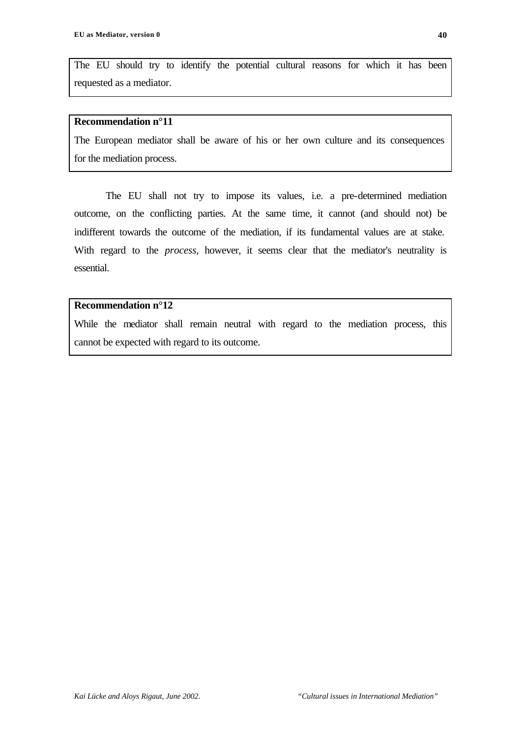The EU should try to identify the potential cultural reasons for which it has been requested as a mediator.

**Recommendation n°11**

The European mediator shall be aware of his or her own culture and its consequences for the mediation process.

The EU shall not try to impose its values, i.e. a pre-determined mediation outcome, on the conflicting parties. At the same time, it cannot (and should not) be indifferent towards the outcome of the mediation, if its fundamental values are at stake. With regard to the *process*, however, it seems clear that the mediator's neutrality is essential.

**Recommendation n°12**

While the mediator shall remain neutral with regard to the mediation process, this cannot be expected with regard to its outcome.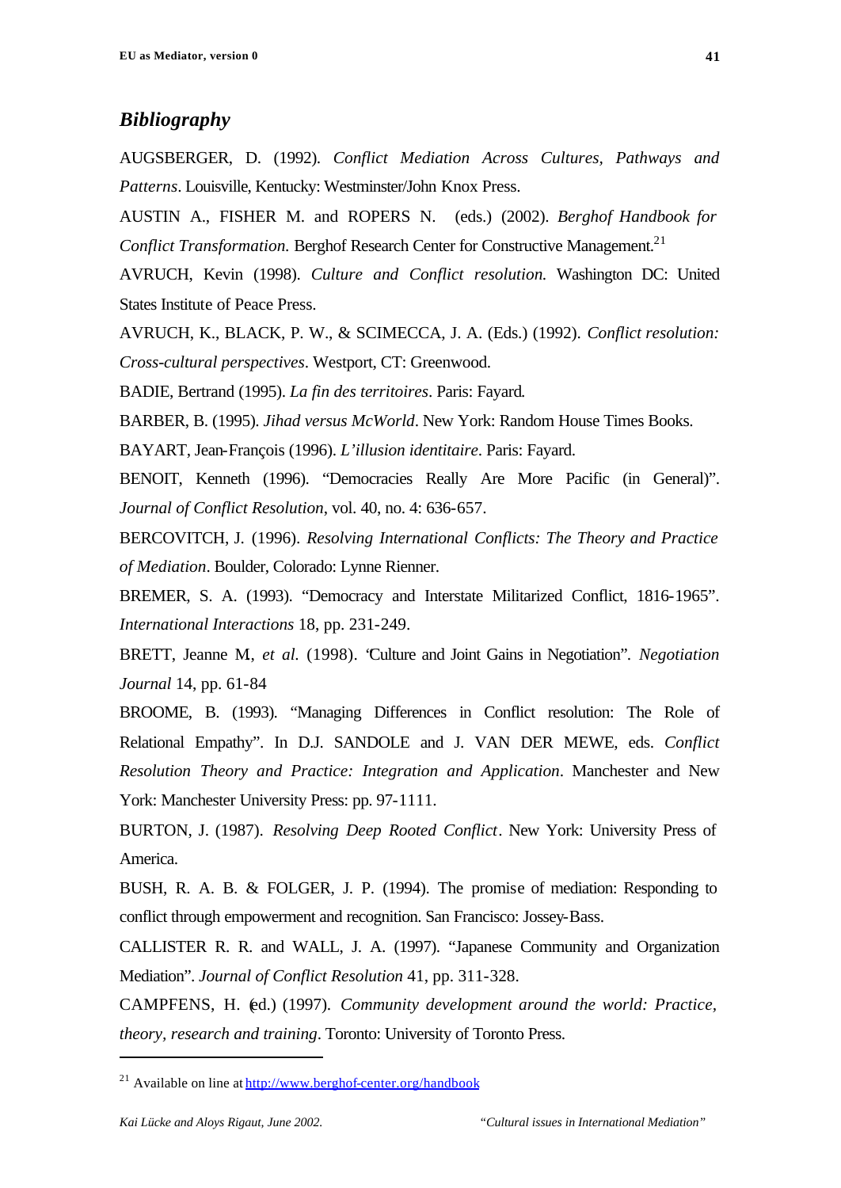## *Bibliography*

AUGSBERGER, D. (1992). *Conflict Mediation Across Cultures, Pathways and Patterns*. Louisville, Kentucky: Westminster/John Knox Press.

AUSTIN A., FISHER M. and ROPERS N. (eds.) (2002). *Berghof Handbook for Conflict Transformation.* Berghof Research Center for Constructive Management.[21]

AVRUCH, Kevin (1998). *Culture and Conflict resolution.* Washington DC: United States Institute of Peace Press.

AVRUCH, K., BLACK, P. W., & SCIMECCA, J. A. (Eds.) (1992). *Conflict resolution: Cross-cultural perspectives*. Westport, CT: Greenwood.

BADIE, Bertrand (1995). *La fin des territoires*. Paris: Fayard.

BARBER, B. (1995). *Jihad versus McWorld*. New York: Random House Times Books.

BAYART, Jean-François (1996). *L'illusion identitaire*. Paris: Fayard.

BENOIT, Kenneth (1996). "Democracies Really Are More Pacific (in General)". *Journal of Conflict Resolution*, vol. 40, no. 4: 636-657.

BERCOVITCH, J. (1996). *Resolving International Conflicts: The Theory and Practice of Mediation*. Boulder, Colorado: Lynne Rienner.

BREMER, S. A. (1993). "Democracy and Interstate Militarized Conflict, 1816-1965". *International Interactions* 18, pp. 231-249.

BRETT, Jeanne M, *et al.* (1998). "Culture and Joint Gains in Negotiation". *Negotiation Journal* 14, pp. 61-84

BROOME, B. (1993). "Managing Differences in Conflict resolution: The Role of Relational Empathy". In D.J. SANDOLE and J. VAN DER MEWE, eds. *Conflict Resolution Theory and Practice: Integration and Application*. Manchester and New York: Manchester University Press: pp. 97-1111.

BURTON, J. (1987). *Resolving Deep Rooted Conflict*. New York: University Press of America.

BUSH, R. A. B. & FOLGER, J. P. (1994). The promise of mediation: Responding to conflict through empowerment and recognition. San Francisco: Jossey-Bass.

CALLISTER R. R. and WALL, J. A. (1997). "Japanese Community and Organization Mediation". *Journal of Conflict Resolution* 41, pp. 311-328.

CAMPFENS, H. (ed.) (1997). *Community development around the world: Practice, theory, research and training*. Toronto: University of Toronto Press.

---

[21] Available on line at http://www.berghof-center.org/handbook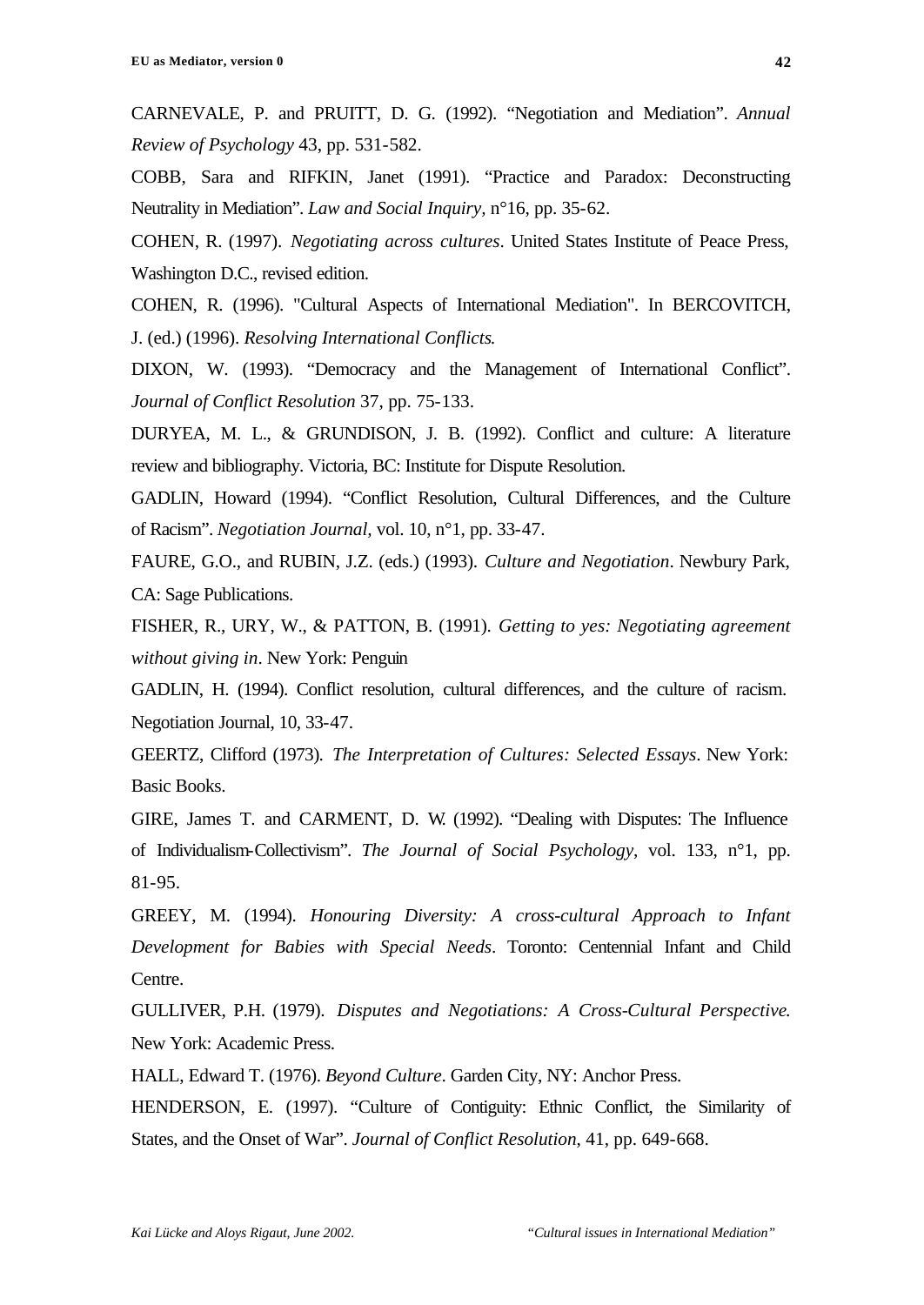CARNEVALE, P. and PRUITT, D. G. (1992). “Negotiation and Mediation”. *Annual Review of Psychology* 43, pp. 531-582.

COBB, Sara and RIFKIN, Janet (1991). “Practice and Paradox: Deconstructing Neutrality in Mediation”. *Law and Social Inquiry*, n°16, pp. 35-62.

COHEN, R. (1997). *Negotiating across cultures*. United States Institute of Peace Press, Washington D.C., revised edition.

COHEN, R. (1996). "Cultural Aspects of International Mediation". In BERCOVITCH, J. (ed.) (1996). *Resolving International Conflicts*.

DIXON, W. (1993). “Democracy and the Management of International Conflict”. *Journal of Conflict Resolution* 37, pp. 75-133.

DURYEA, M. L., & GRUNDISON, J. B. (1992). Conflict and culture: A literature review and bibliography. Victoria, BC: Institute for Dispute Resolution.

GADLIN, Howard (1994). “Conflict Resolution, Cultural Differences, and the Culture of Racism”. *Negotiation Journal*, vol. 10, n°1, pp. 33-47.

FAURE, G.O., and RUBIN, J.Z. (eds.) (1993). *Culture and Negotiation*. Newbury Park, CA: Sage Publications.

FISHER, R., URY, W., & PATTON, B. (1991). *Getting to yes: Negotiating agreement without giving in*. New York: Penguin

GADLIN, H. (1994). Conflict resolution, cultural differences, and the culture of racism. Negotiation Journal, 10, 33-47.

GEERTZ, Clifford (1973). *The Interpretation of Cultures: Selected Essays*. New York: Basic Books.

GIRE, James T. and CARMENT, D. W. (1992). “Dealing with Disputes: The Influence of Individualism-Collectivism”. *The Journal of Social Psychology*, vol. 133, n°1, pp. 81-95.

GREEY, M. (1994). *Honouring Diversity: A cross-cultural Approach to Infant Development for Babies with Special Needs*. Toronto: Centennial Infant and Child Centre.

GULLIVER, P.H. (1979). *Disputes and Negotiations: A Cross-Cultural Perspective*. New York: Academic Press.

HALL, Edward T. (1976). *Beyond Culture*. Garden City, NY: Anchor Press.

HENDERSON, E. (1997). “Culture of Contiguity: Ethnic Conflict, the Similarity of States, and the Onset of War”. *Journal of Conflict Resolution*, 41, pp. 649-668.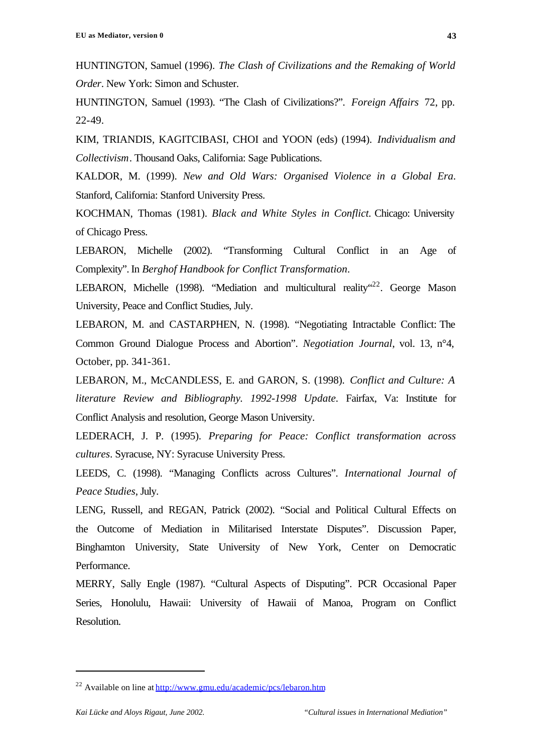HUNTINGTON, Samuel (1996). *The Clash of Civilizations and the Remaking of World Order*. New York: Simon and Schuster.

HUNTINGTON, Samuel (1993). "The Clash of Civilizations?". *Foreign Affairs* 72, pp. 22-49.

KIM, TRIANDIS, KAGITCIBASI, CHOI and YOON (eds) (1994). *Individualism and Collectivism*. Thousand Oaks, California: Sage Publications.

KALDOR, M. (1999). *New and Old Wars: Organised Violence in a Global Era*. Stanford, California: Stanford University Press.

KOCHMAN, Thomas (1981). *Black and White Styles in Conflict*. Chicago: University of Chicago Press.

LEBARON, Michelle (2002). "Transforming Cultural Conflict in an Age of Complexity". In *Berghof Handbook for Conflict Transformation*.

LEBARON, Michelle (1998). "Mediation and multicultural reality"[22]. George Mason University, Peace and Conflict Studies, July.

LEBARON, M. and CASTARPHEN, N. (1998). "Negotiating Intractable Conflict: The Common Ground Dialogue Process and Abortion". *Negotiation Journal*, vol. 13, n°4, October, pp. 341-361.

LEBARON, M., McCANDLESS, E. and GARON, S. (1998). *Conflict and Culture: A literature Review and Bibliography. 1992-1998 Update*. Fairfax, Va: Institute for Conflict Analysis and resolution, George Mason University.

LEDERACH, J. P. (1995). *Preparing for Peace: Conflict transformation across cultures*. Syracuse, NY: Syracuse University Press.

LEEDS, C. (1998). "Managing Conflicts across Cultures". *International Journal of Peace Studies*, July.

LENG, Russell, and REGAN, Patrick (2002). "Social and Political Cultural Effects on the Outcome of Mediation in Militarised Interstate Disputes". Discussion Paper, Binghamton University, State University of New York, Center on Democratic Performance.

MERRY, Sally Engle (1987). "Cultural Aspects of Disputing". PCR Occasional Paper Series, Honolulu, Hawaii: University of Hawaii of Manoa, Program on Conflict Resolution.

---

[22] Available on line at http://www.gmu.edu/academic/pcs/lebaron.htm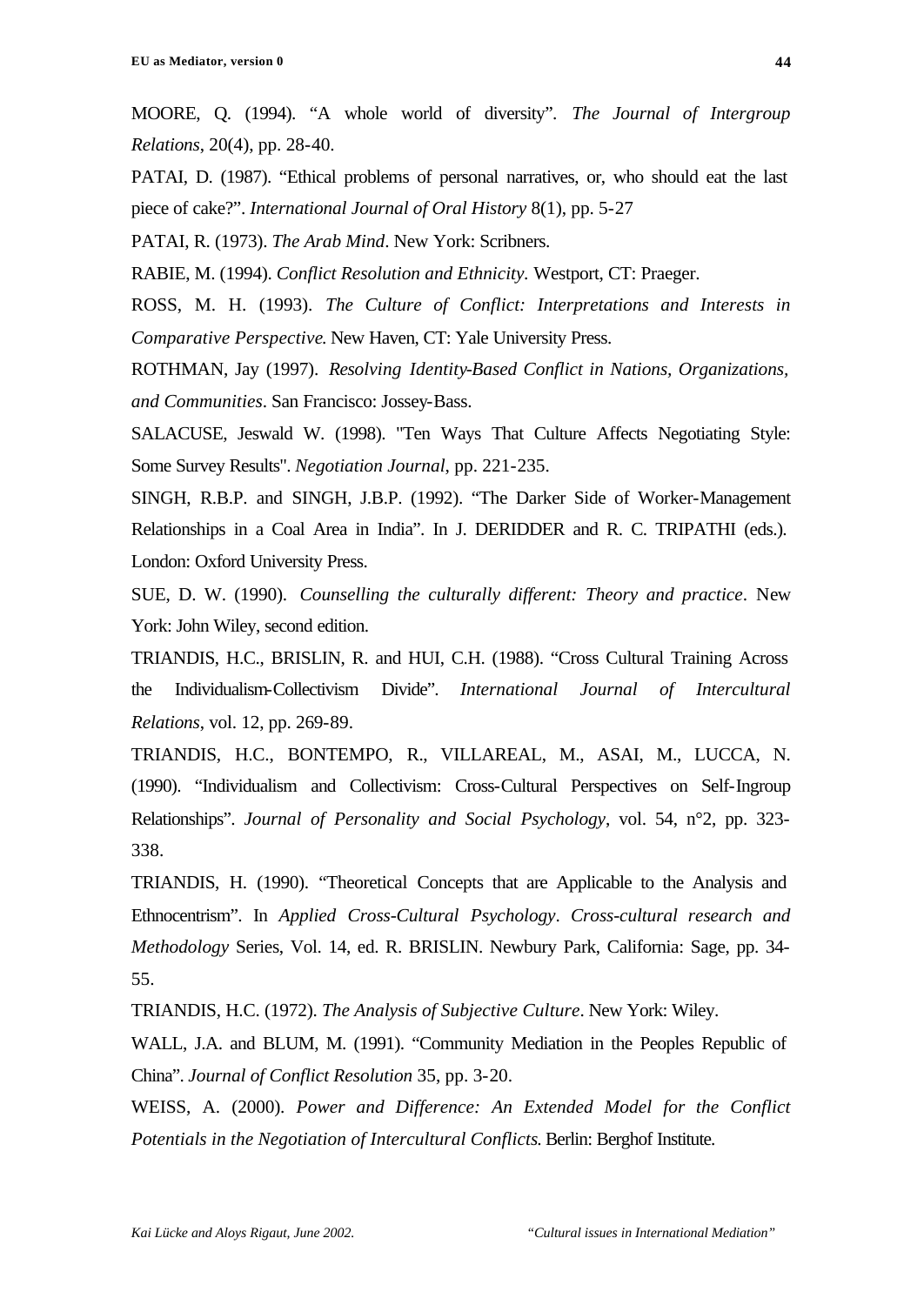MOORE, Q. (1994). “A whole world of diversity”. *The Journal of Intergroup Relations*, 20(4), pp. 28-40.

PATAI, D. (1987). “Ethical problems of personal narratives, or, who should eat the last piece of cake?”. *International Journal of Oral History* 8(1), pp. 5-27

PATAI, R. (1973). *The Arab Mind*. New York: Scribners.

RABIE, M. (1994). *Conflict Resolution and Ethnicity*. Westport, CT: Praeger.

ROSS, M. H. (1993). *The Culture of Conflict: Interpretations and Interests in Comparative Perspective*. New Haven, CT: Yale University Press.

ROTHMAN, Jay (1997). *Resolving Identity-Based Conflict in Nations, Organizations, and Communities*. San Francisco: Jossey-Bass.

SALACUSE, Jeswald W. (1998). "Ten Ways That Culture Affects Negotiating Style: Some Survey Results". *Negotiation Journal*, pp. 221-235.

SINGH, R.B.P. and SINGH, J.B.P. (1992). “The Darker Side of Worker-Management Relationships in a Coal Area in India”. In J. DERIDDER and R. C. TRIPATHI (eds.). London: Oxford University Press.

SUE, D. W. (1990). *Counselling the culturally different: Theory and practice*. New York: John Wiley, second edition.

TRIANDIS, H.C., BRISLIN, R. and HUI, C.H. (1988). “Cross Cultural Training Across the Individualism-Collectivism Divide”. *International Journal of Intercultural Relations*, vol. 12, pp. 269-89.

TRIANDIS, H.C., BONTEMPO, R., VILLAREAL, M., ASAI, M., LUCCA, N. (1990). “Individualism and Collectivism: Cross-Cultural Perspectives on Self-Ingroup Relationships”. *Journal of Personality and Social Psychology*, vol. 54, n°2, pp. 323-338.

TRIANDIS, H. (1990). “Theoretical Concepts that are Applicable to the Analysis and Ethnocentrism”. In *Applied Cross-Cultural Psychology*. *Cross-cultural research and Methodology* Series, Vol. 14, ed. R. BRISLIN. Newbury Park, California: Sage, pp. 34-55.

TRIANDIS, H.C. (1972). *The Analysis of Subjective Culture*. New York: Wiley.

WALL, J.A. and BLUM, M. (1991). “Community Mediation in the Peoples Republic of China”. *Journal of Conflict Resolution* 35, pp. 3-20.

WEISS, A. (2000). *Power and Difference: An Extended Model for the Conflict Potentials in the Negotiation of Intercultural Conflicts*. Berlin: Berghof Institute.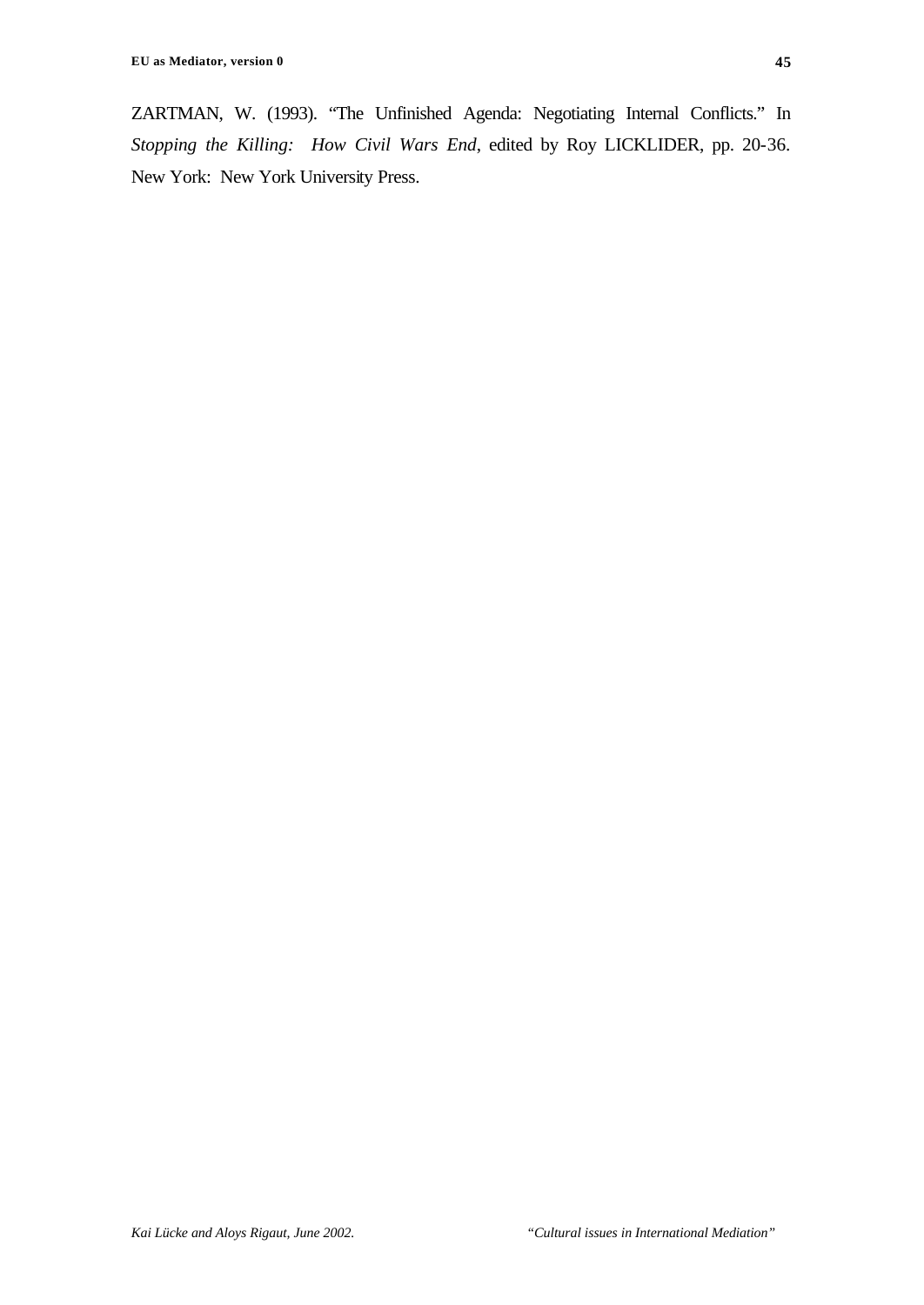ZARTMAN, W. (1993). "The Unfinished Agenda: Negotiating Internal Conflicts." In *Stopping the Killing: How Civil Wars End*, edited by Roy LICKLIDER, pp. 20-36. New York: New York University Press.